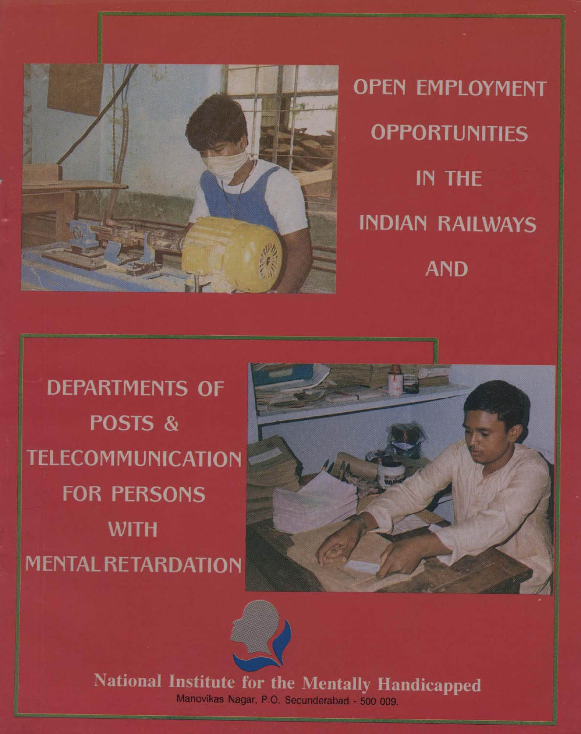# OPEN EMPLOYMENT OPPORTUNITIES IN THE INDIAN RAILWAYS AND DEPARTMENTS OF POSTS & TELECOMMUNICATION FOR PERSONS WITH MENTAL RETARDATION

**National Institute for the Mentally Handicapped**

Manovikas Nagar, P.O. Secunderabad - 500 009.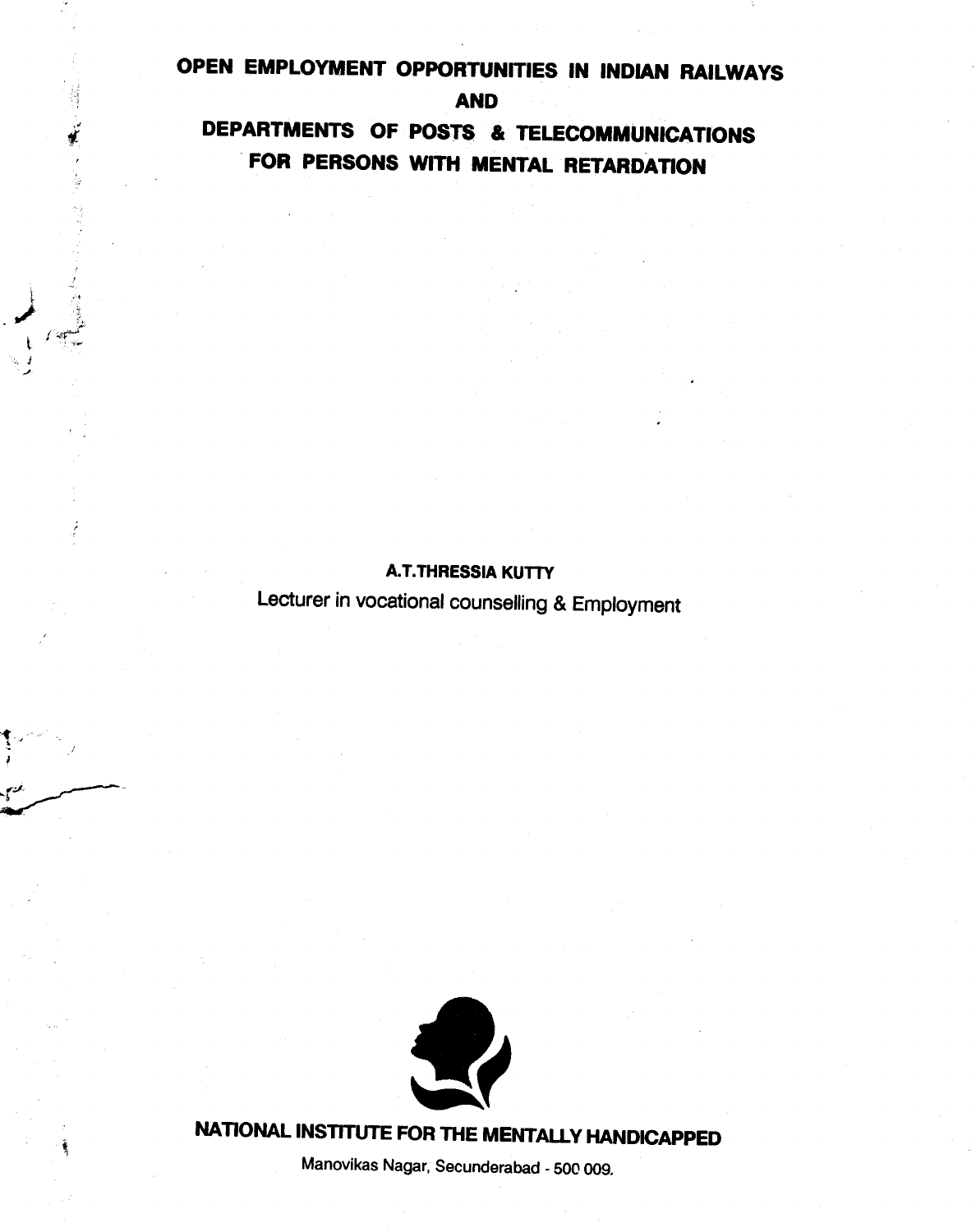# OPEN EMPLOYMENT OPPORTUNITIES IN INDIAN RAILWAYS AND DEPARTMENTS OF POSTS & TELECOMMUNICATIONS FOR PERSONS WITH MENTAL RETARDATION

**A.T.THRESSIA KUTTY**

Lecturer in vocational counselling & Employment

**NATIONAL INSTITUTE FOR THE MENTALLY HANDICAPPED**

Manovikas Nagar, Secunderabad - 500 009.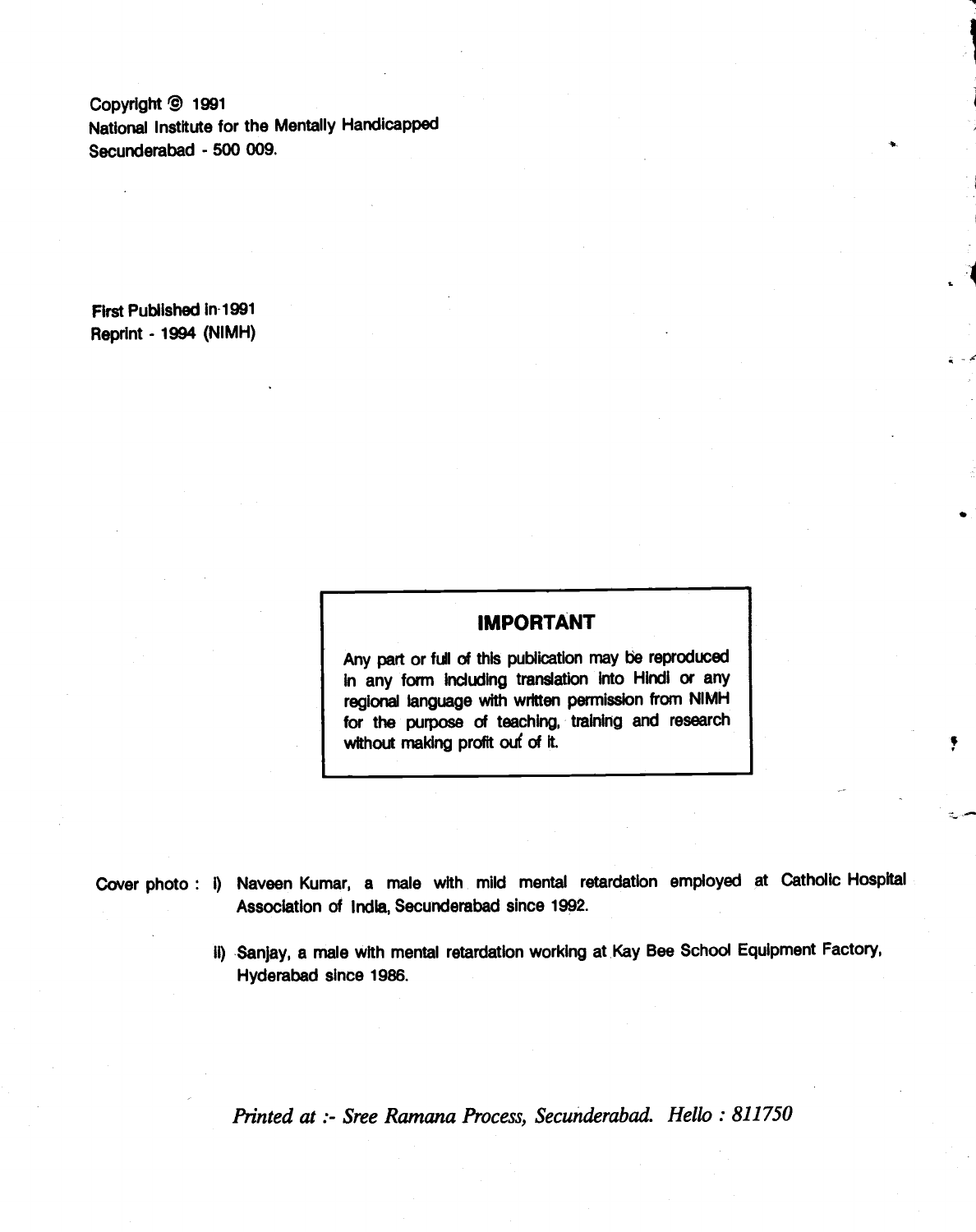Copyright © 1991
National Institute for the Mentally Handicapped
Secunderabad - 500 009.

First Published in 1991
Reprint - 1994 (NIMH)

## IMPORTANT

Any part or full of this publication may be reproduced in any form including translation into Hindi or any regional language with written permission from NIMH for the purpose of teaching, training and research without making profit out of it.

Cover photo :

i) Naveen Kumar, a male with mild mental retardation employed at Catholic Hospital Association of India, Secunderabad since 1992.

ii) Sanjay, a male with mental retardation working at Kay Bee School Equipment Factory, Hyderabad since 1986.

*Printed at :- Sree Ramana Process, Secunderabad. Hello : 811750*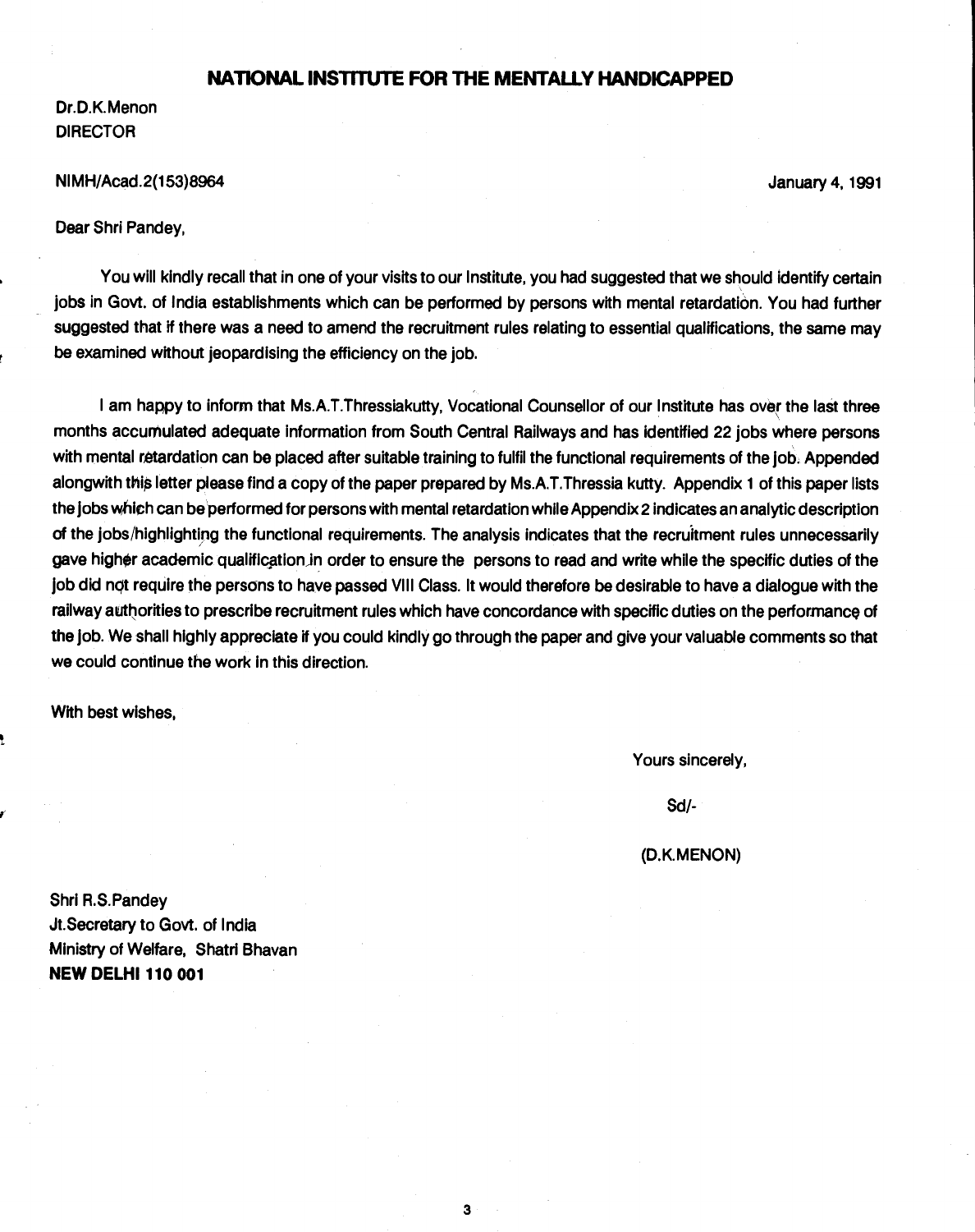# NATIONAL INSTITUTE FOR THE MENTALLY HANDICAPPED

Dr.D.K.Menon
DIRECTOR

NIMH/Acad.2(153)8964

January 4, 1991

Dear Shri Pandey,

You will kindly recall that in one of your visits to our Institute, you had suggested that we should identify certain jobs in Govt. of India establishments which can be performed by persons with mental retardation. You had further suggested that if there was a need to amend the recruitment rules relating to essential qualifications, the same may be examined without jeopardising the efficiency on the job.

I am happy to inform that Ms.A.T.Thressiakutty, Vocational Counsellor of our Institute has over the last three months accumulated adequate information from South Central Railways and has identified 22 jobs where persons with mental retardation can be placed after suitable training to fulfil the functional requirements of the job. Appended alongwith this letter please find a copy of the paper prepared by Ms.A.T.Thressia kutty. Appendix 1 of this paper lists the jobs which can be performed for persons with mental retardation while Appendix 2 indicates an analytic description of the jobs/highlighting the functional requirements. The analysis indicates that the recruitment rules unnecessarily gave higher academic qualification in order to ensure the persons to read and write while the specific duties of the job did not require the persons to have passed VIII Class. It would therefore be desirable to have a dialogue with the railway authorities to prescribe recruitment rules which have concordance with specific duties on the performance of the job. We shall highly appreciate if you could kindly go through the paper and give your valuable comments so that we could continue the work in this direction.

With best wishes,

Yours sincerely,

Sd/-

(D.K.MENON)

Shri R.S.Pandey
Jt.Secretary to Govt. of India
Ministry of Welfare, Shatri Bhavan
**NEW DELHI 110 001**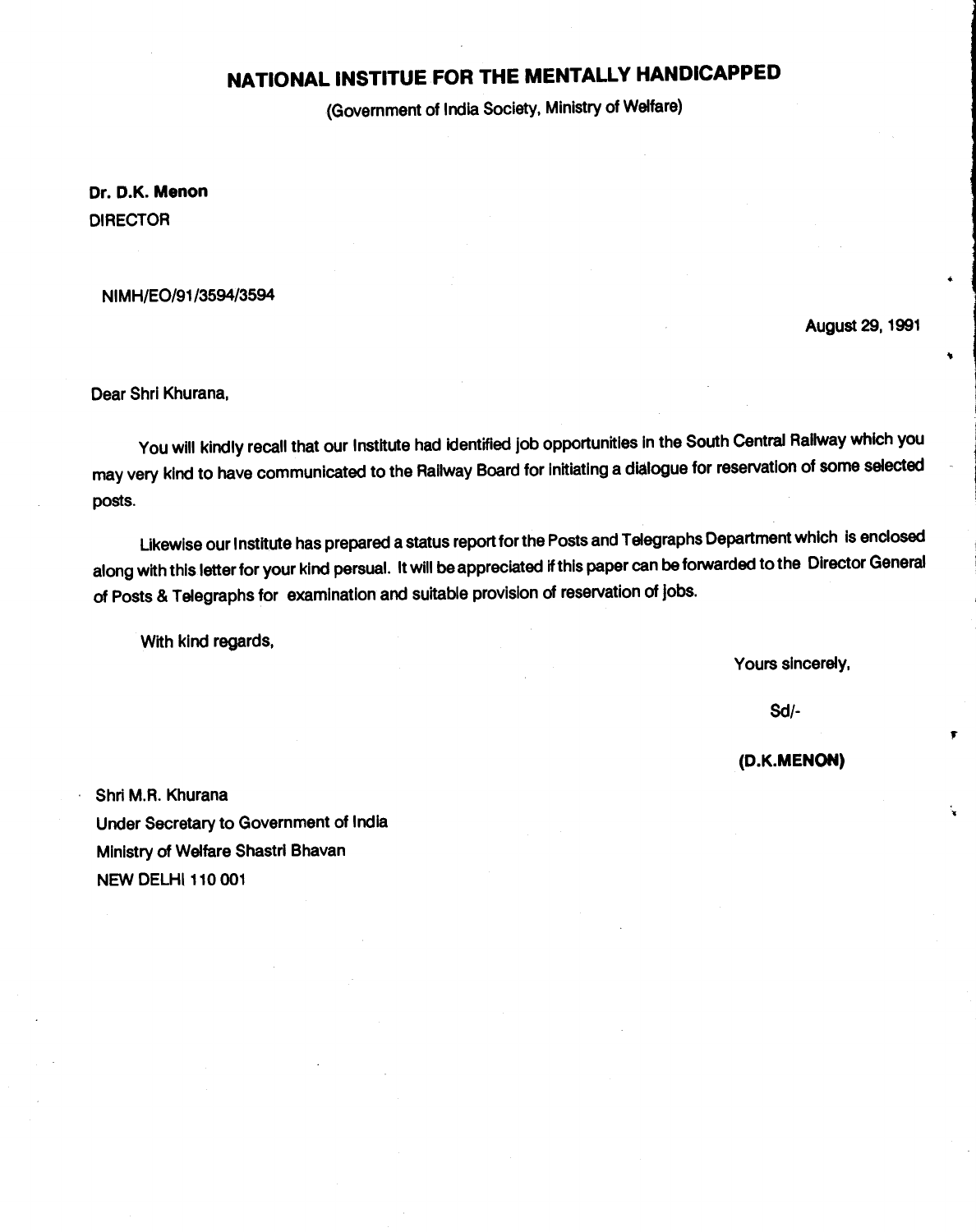# NATIONAL INSTITUE FOR THE MENTALLY HANDICAPPED

(Government of India Society, Ministry of Welfare)

**Dr. D.K. Menon**
DIRECTOR

NIMH/EO/91/3594/3594

August 29, 1991

Dear Shri Khurana,

You will kindly recall that our Institute had identified job opportunities in the South Central Railway which you may very kind to have communicated to the Railway Board for initiating a dialogue for reservation of some selected posts.

Likewise our Institute has prepared a status report for the Posts and Telegraphs Department which is enclosed along with this letter for your kind persual. It will be appreciated if this paper can be forwarded to the Director General of Posts & Telegraphs for examination and suitable provision of reservation of jobs.

With kind regards,

Yours sincerely,

Sd/-

**(D.K.MENON)**

Shri M.R. Khurana
Under Secretary to Government of India
Ministry of Welfare Shastri Bhavan
NEW DELHI 110 001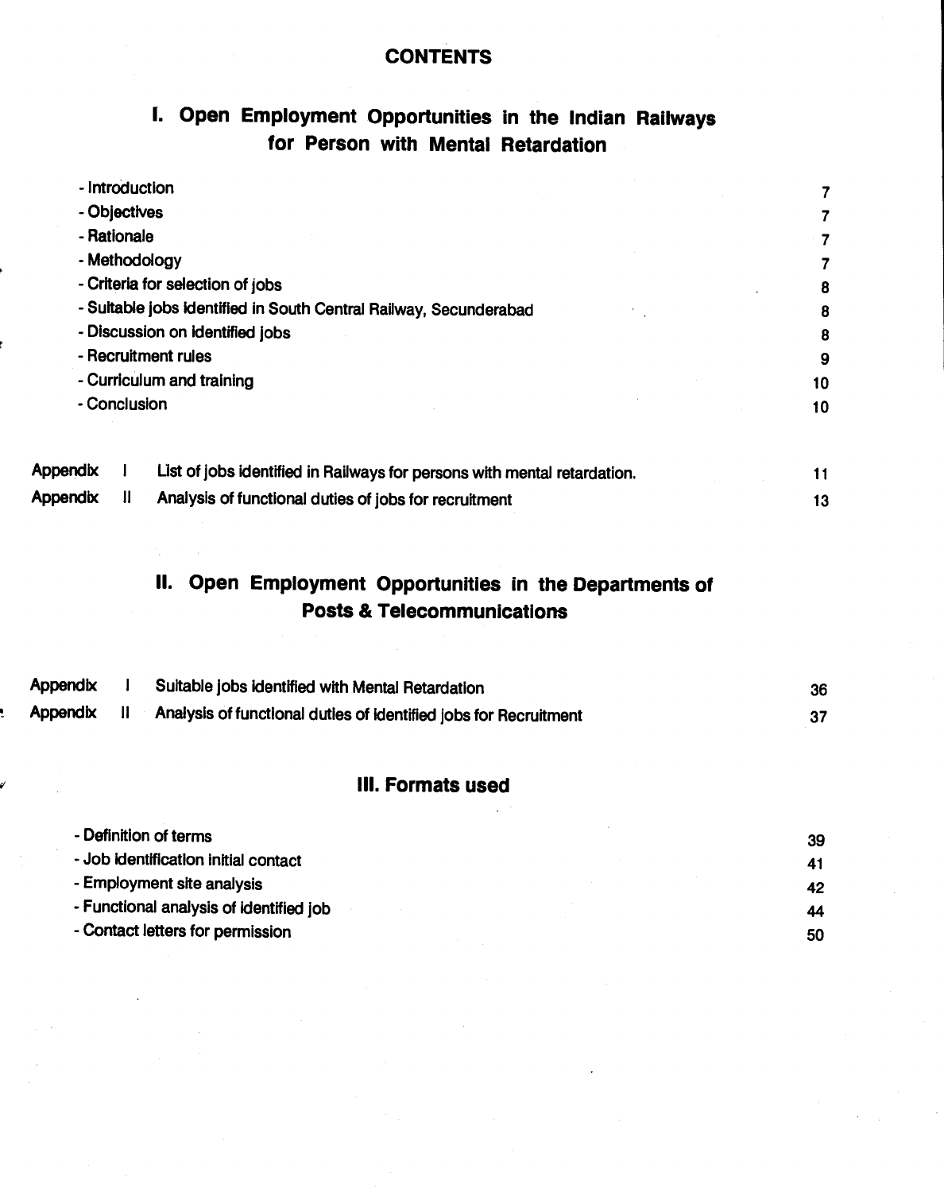# CONTENTS

## I. Open Employment Opportunities in the Indian Railways for Person with Mental Retardation

| | |
|---|---|
| - Introduction | 7 |
| - Objectives | 7 |
| - Rationale | 7 |
| - Methodology | 7 |
| - Criteria for selection of jobs | 8 |
| - Suitable jobs identified in South Central Railway, Secunderabad | 8 |
| - Discussion on identified jobs | 8 |
| - Recruitment rules | 9 |
| - Curriculum and training | 10 |
| - Conclusion | 10 |

| | | | |
|---|---|---|---|
| Appendix | I | List of jobs identified in Railways for persons with mental retardation. | 11 |
| Appendix | II | Analysis of functional duties of jobs for recruitment | 13 |

## II. Open Employment Opportunities in the Departments of Posts & Telecommunications

| | | | |
|---|---|---|---|
| Appendix | I | Suitable jobs identified with Mental Retardation | 36 |
| Appendix | II | Analysis of functional duties of identified jobs for Recruitment | 37 |

## III. Formats used

| | |
|---|---|
| - Definition of terms | 39 |
| - Job identification initial contact | 41 |
| - Employment site analysis | 42 |
| - Functional analysis of identified job | 44 |
| - Contact letters for permission | 50 |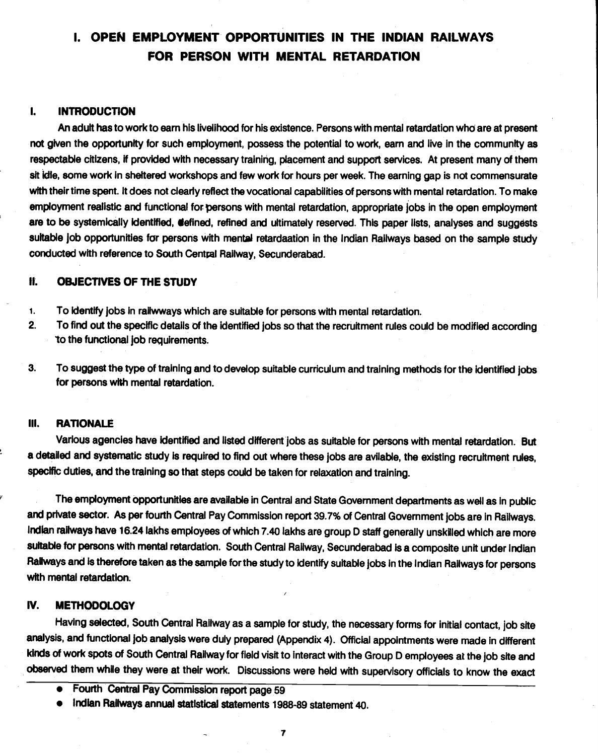# I. OPEN EMPLOYMENT OPPORTUNITIES IN THE INDIAN RAILWAYS FOR PERSON WITH MENTAL RETARDATION

## I. INTRODUCTION

An adult has to work to earn his livelihood for his existence. Persons with mental retardation who are at present not given the opportunity for such employment, possess the potential to work, earn and live in the community as respectable citizens, if provided with necessary training, placement and support services. At present many of them sit idle, some work in sheltered workshops and few work for hours per week. The earning gap is not commensurate with their time spent. It does not clearly reflect the vocational capabilities of persons with mental retardation. To make employment realistic and functional for persons with mental retardation, appropriate jobs in the open employment are to be systemically identified, defined, refined and ultimately reserved. This paper lists, analyses and suggests suitable job opportunities for persons with mental retardaation in the Indian Railways based on the sample study conducted with reference to South Central Railway, Secunderabad.

## II. OBJECTIVES OF THE STUDY

1. To identify jobs in railwways which are suitable for persons with mental retardation.
2. To find out the specific details of the identified jobs so that the recruitment rules could be modified according to the functional job requirements.
3. To suggest the type of training and to develop suitable curriculum and training methods for the identified jobs for persons with mental retardation.

## III. RATIONALE

Various agencies have identified and listed different jobs as suitable for persons with mental retardation. But a detailed and systematic study is required to find out where these jobs are avilable, the existing recruitment rules, specific duties, and the training so that steps could be taken for relaxation and training.

The employment opportunities are available in Central and State Government departments as well as in public and private sector. As per fourth Central Pay Commission report 39.7% of Central Government jobs are in Railways. Indian railways have 16.24 lakhs employees of which 7.40 lakhs are group D staff generally unskilled which are more suitable for persons with mental retardation. South Central Railway, Secunderabad is a composite unit under Indian Railways and is therefore taken as the sample for the study to identify suitable jobs in the Indian Railways for persons with mental retardation.

## IV. METHODOLOGY

Having selected, South Central Railway as a sample for study, the necessary forms for initial contact, job site analysis, and functional job analysis were duly prepared (Appendix 4). Official appointments were made in different kinds of work spots of South Central Railway for field visit to interact with the Group D employees at the job site and observed them while they were at their work. Discussions were held with supervisory officials to know the exact

---

- Fourth Central Pay Commission report page 59
- Indian Railways annual statistical statements 1988-89 statement 40.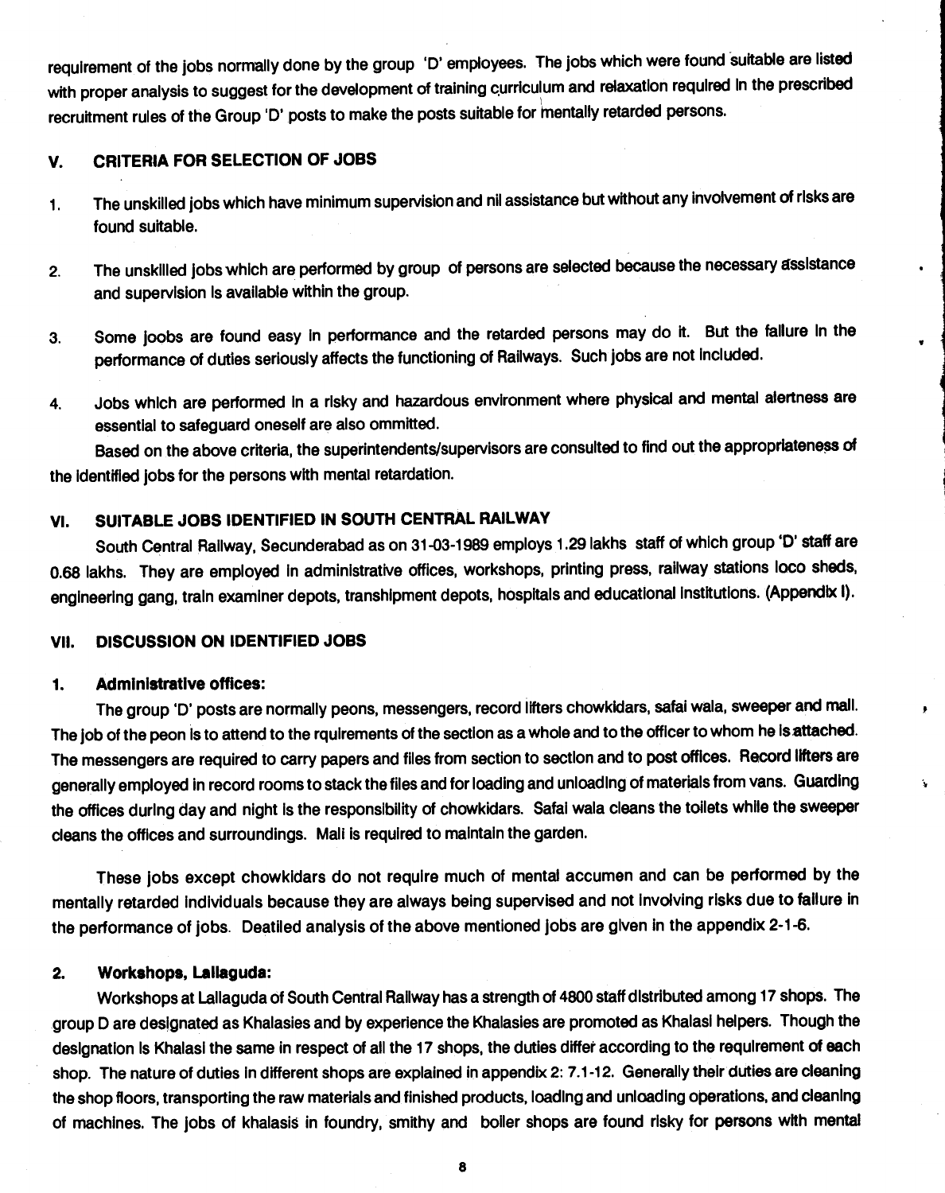requirement of the jobs normally done by the group 'D' employees. The jobs which were found suitable are listed with proper analysis to suggest for the development of training curriculum and relaxation required in the prescribed recruitment rules of the Group 'D' posts to make the posts suitable for mentally retarded persons.

## V. CRITERIA FOR SELECTION OF JOBS

1. The unskilled jobs which have minimum supervision and nil assistance but without any involvement of risks are found suitable.

2. The unskilled jobs which are performed by group of persons are selected because the necessary assistance and supervision is available within the group.

3. Some joobs are found easy in performance and the retarded persons may do it. But the failure in the performance of duties seriously affects the functioning of Railways. Such jobs are not included.

4. Jobs which are performed in a risky and hazardous environment where physical and mental alertness are essential to safeguard oneself are also ommitted.

Based on the above criteria, the superintendents/supervisors are consulted to find out the appropriateness of the identified jobs for the persons with mental retardation.

## VI. SUITABLE JOBS IDENTIFIED IN SOUTH CENTRAL RAILWAY

South Central Railway, Secunderabad as on 31-03-1989 employs 1.29 lakhs staff of which group 'D' staff are 0.68 lakhs. They are employed in administrative offices, workshops, printing press, railway stations loco sheds, engineering gang, train examiner depots, transhipment depots, hospitals and educational institutions. (Appendix I).

## VII. DISCUSSION ON IDENTIFIED JOBS

### 1. Administrative offices:

The group 'D' posts are normally peons, messengers, record lifters chowkidars, safai wala, sweeper and mali. The job of the peon is to attend to the rquirements of the section as a whole and to the officer to whom he is attached. The messengers are required to carry papers and files from section to section and to post offices. Record lifters are generally employed in record rooms to stack the files and for loading and unloading of materials from vans. Guarding the offices during day and night is the responsibility of chowkidars. Safai wala cleans the toilets while the sweeper cleans the offices and surroundings. Mali is required to maintain the garden.

These jobs except chowkidars do not require much of mental accumen and can be performed by the mentally retarded individuals because they are always being supervised and not involving risks due to failure in the performance of jobs. Deatiled analysis of the above mentioned jobs are given in the appendix 2-1-6.

### 2. Workshops, Lallaguda:

Workshops at Lallaguda of South Central Railway has a strength of 4800 staff distributed among 17 shops. The group D are designated as Khalasies and by experience the Khalasies are promoted as Khalasi helpers. Though the designation is Khalasi the same in respect of all the 17 shops, the duties differ according to the requirement of each shop. The nature of duties in different shops are explained in appendix 2: 7.1-12. Generally their duties are cleaning the shop floors, transporting the raw materials and finished products, loading and unloading operations, and cleaning of machines. The jobs of khalasis in foundry, smithy and boiler shops are found risky for persons with mental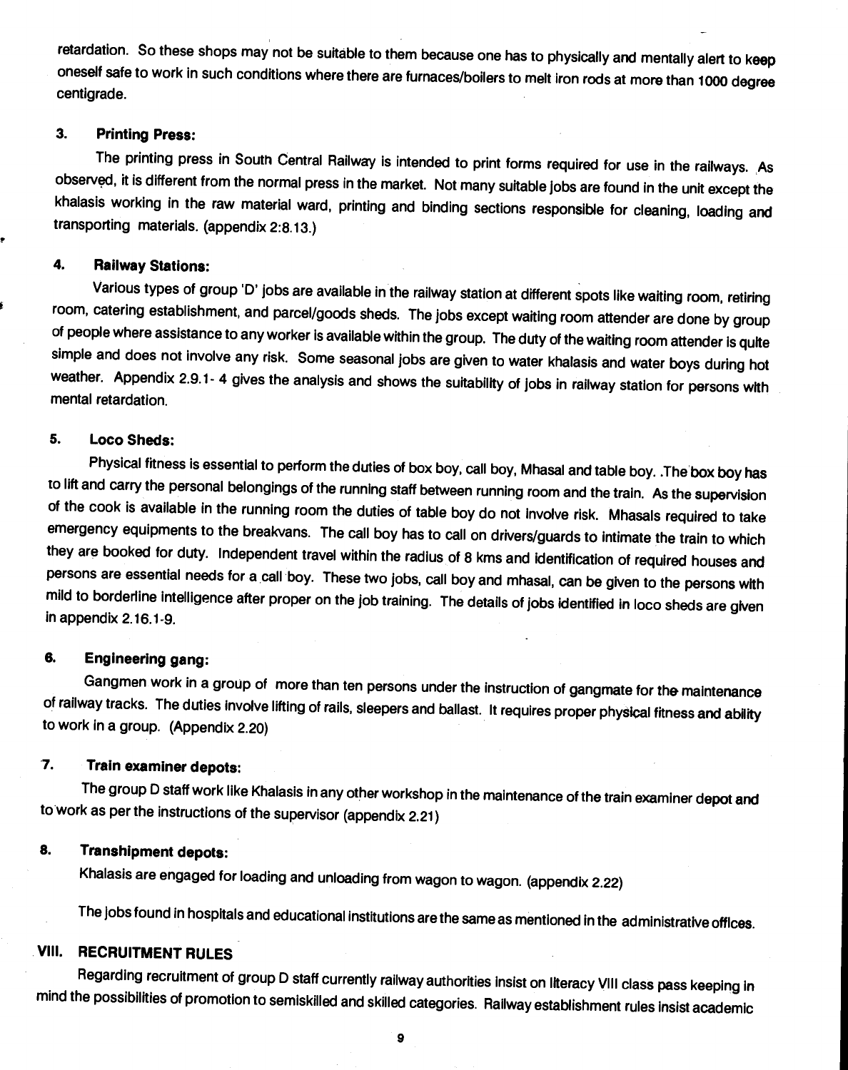retardation. So these shops may not be suitable to them because one has to physically and mentally alert to keep oneself safe to work in such conditions where there are furnaces/boilers to melt iron rods at more than 1000 degree centigrade.

### 3. Printing Press:

The printing press in South Central Railway is intended to print forms required for use in the railways. As observed, it is different from the normal press in the market. Not many suitable jobs are found in the unit except the khalasis working in the raw material ward, printing and binding sections responsible for cleaning, loading and transporting materials. (appendix 2:8.13.)

### 4. Railway Stations:

Various types of group 'D' jobs are available in the railway station at different spots like waiting room, retiring room, catering establishment, and parcel/goods sheds. The jobs except waiting room attender are done by group of people where assistance to any worker is available within the group. The duty of the waiting room attender is quite simple and does not involve any risk. Some seasonal jobs are given to water khalasis and water boys during hot weather. Appendix 2.9.1- 4 gives the analysis and shows the suitability of jobs in railway station for persons with mental retardation.

### 5. Loco Sheds:

Physical fitness is essential to perform the duties of box boy, call boy, Mhasal and table boy. .The box boy has to lift and carry the personal belongings of the running staff between running room and the train. As the supervision of the cook is available in the running room the duties of table boy do not involve risk. Mhasals required to take emergency equipments to the breakvans. The call boy has to call on drivers/guards to intimate the train to which they are booked for duty. Independent travel within the radius of 8 kms and identification of required houses and persons are essential needs for a call boy. These two jobs, call boy and mhasal, can be given to the persons with mild to borderline intelligence after proper on the job training. The details of jobs identified in loco sheds are given in appendix 2.16.1-9.

### 6. Engineering gang:

Gangmen work in a group of more than ten persons under the instruction of gangmate for the maintenance of railway tracks. The duties involve lifting of rails, sleepers and ballast. It requires proper physical fitness and ability to work in a group. (Appendix 2.20)

### 7. Train examiner depots:

The group D staff work like Khalasis in any other workshop in the maintenance of the train examiner depot and to work as per the instructions of the supervisor (appendix 2.21)

### 8. Transhipment depots:

Khalasis are engaged for loading and unloading from wagon to wagon. (appendix 2.22)

The jobs found in hospitals and educational institutions are the same as mentioned in the administrative offices.

## VIII. RECRUITMENT RULES

Regarding recruitment of group D staff currently railway authorities insist on literacy VIII class pass keeping in mind the possibilities of promotion to semiskilled and skilled categories. Railway establishment rules insist academic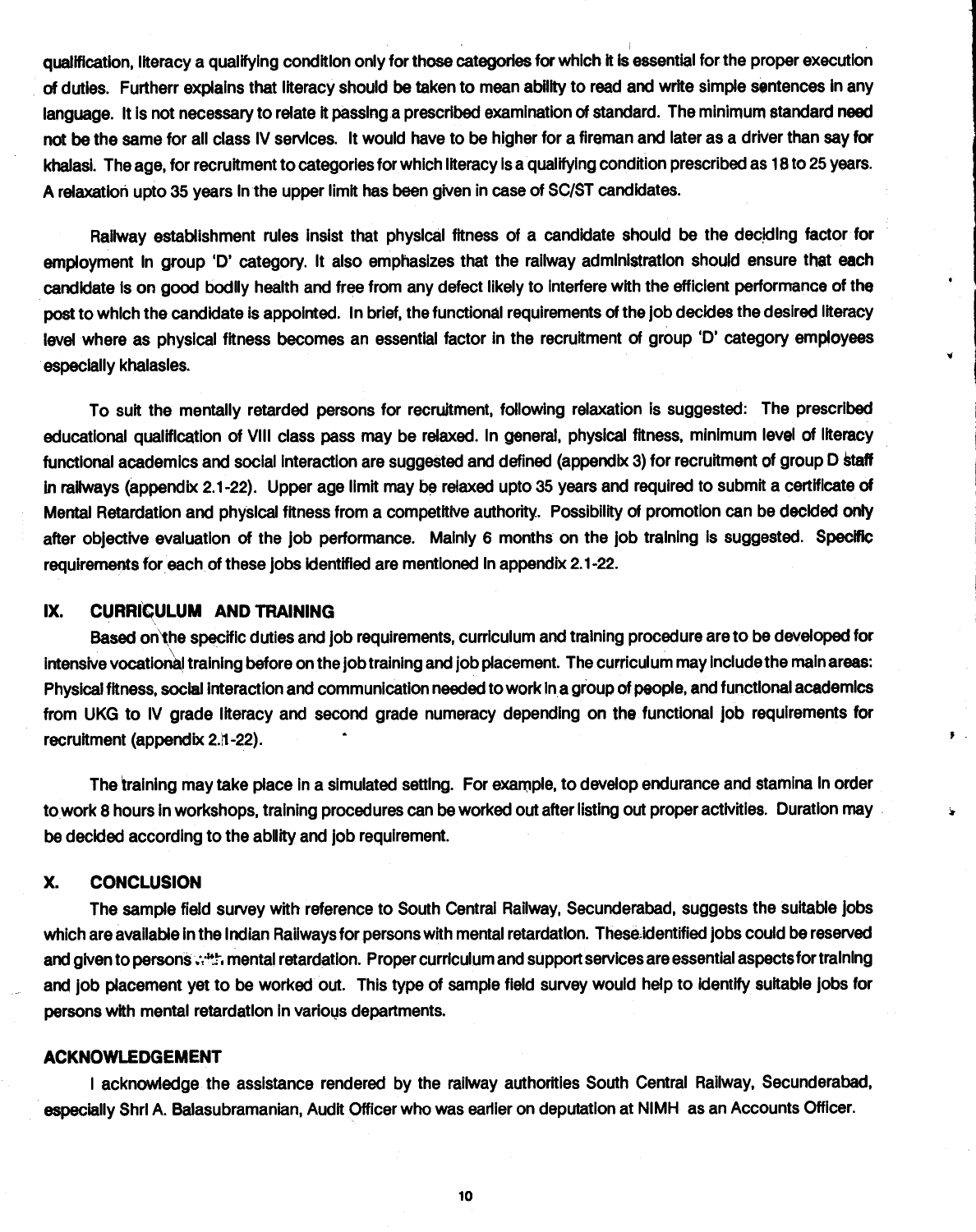qualification, literacy a qualifying condition only for those categories for which it is essential for the proper execution of duties. Furtherr explains that literacy should be taken to mean ability to read and write simple sentences in any language. It is not necessary to relate it passing a prescribed examination of standard. The minimum standard need not be the same for all class IV services. It would have to be higher for a fireman and later as a driver than say for khalasi. The age, for recruitment to categories for which literacy is a qualifying condition prescribed as 18 to 25 years. A relaxation upto 35 years in the upper limit has been given in case of SC/ST candidates.

Railway establishment rules insist that physical fitness of a candidate should be the deciding factor for employment in group 'D' category. It also emphasizes that the railway administration should ensure that each candidate is on good bodily health and free from any defect likely to interfere with the efficient performance of the post to which the candidate is appointed. In brief, the functional requirements of the job decides the desired literacy level where as physical fitness becomes an essential factor in the recruitment of group 'D' category employees especially khalasies.

To suit the mentally retarded persons for recruitment, following relaxation is suggested: The prescribed educational qualification of VIII class pass may be relaxed. In general, physical fitness, minimum level of literacy functional academics and social interaction are suggested and defined (appendix 3) for recruitment of group D staff in railways (appendix 2.1-22). Upper age limit may be relaxed upto 35 years and required to submit a certificate of Mental Retardation and physical fitness from a competitive authority. Possibility of promotion can be decided only after objective evaluation of the job performance. Mainly 6 months on the job training is suggested. Specific requirements for each of these jobs identified are mentioned in appendix 2.1-22.

## IX. CURRICULUM AND TRAINING

Based on the specific duties and job requirements, curriculum and training procedure are to be developed for intensive vocational training before on the job training and job placement. The curriculum may include the main areas: Physical fitness, social interaction and communication needed to work in a group of people, and functional academics from UKG to IV grade literacy and second grade numeracy depending on the functional job requirements for recruitment (appendix 2.1-22).

The training may take place in a simulated setting. For example, to develop endurance and stamina in order to work 8 hours in workshops, training procedures can be worked out after listing out proper activities. Duration may be decided according to the ability and job requirement.

## X. CONCLUSION

The sample field survey with reference to South Central Railway, Secunderabad, suggests the suitable jobs which are available in the Indian Railways for persons with mental retardation. These identified jobs could be reserved and given to persons with mental retardation. Proper curriculum and support services are essential aspects for training and job placement yet to be worked out. This type of sample field survey would help to identify suitable jobs for persons with mental retardation in various departments.

## ACKNOWLEDGEMENT

I acknowledge the assistance rendered by the railway authorities South Central Railway, Secunderabad, especially Shri A. Balasubramanian, Audit Officer who was earlier on deputation at NIMH as an Accounts Officer.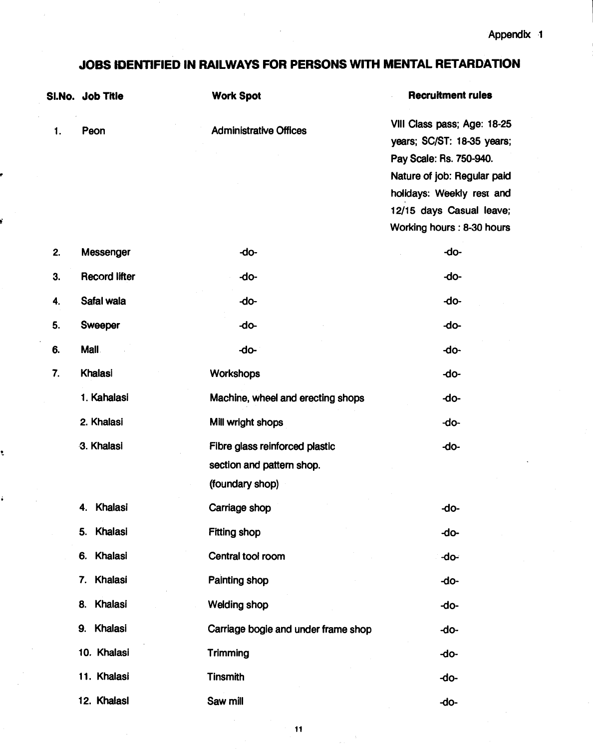Appendix 1

## JOBS IDENTIFIED IN RAILWAYS FOR PERSONS WITH MENTAL RETARDATION

| Sl.No. | Job Title | Work Spot | Recruitment rules |
|---|---|---|---|
| 1. | Peon | Administrative Offices | VIII Class pass; Age: 18-25 years; SC/ST: 18-35 years; Pay Scale: Rs. 750-940. Nature of job: Regular paid holidays: Weekly rest and 12/15 days Casual leave; Working hours : 8-30 hours |
| 2. | Messenger | -do- | -do- |
| 3. | Record lifter | -do- | -do- |
| 4. | Safal wala | -do- | -do- |
| 5. | Sweeper | -do- | -do- |
| 6. | Mall | -do- | -do- |
| 7. | Khalasi | Workshops | -do- |
| | 1. Kahalasi | Machine, wheel and erecting shops | -do- |
| | 2. Khalasi | Mill wright shops | -do- |
| | 3. Khalasi | Fibre glass reinforced plastic section and pattern shop. (foundary shop) | -do- |
| | 4. Khalasi | Carriage shop | -do- |
| | 5. Khalasi | Fitting shop | -do- |
| | 6. Khalasi | Central tool room | -do- |
| | 7. Khalasi | Painting shop | -do- |
| | 8. Khalasi | Welding shop | -do- |
| | 9. Khalasi | Carriage bogie and under frame shop | -do- |
| | 10. Khalasi | Trimming | -do- |
| | 11. Khalasi | Tinsmith | -do- |
| | 12. Khalasi | Saw mill | -do- |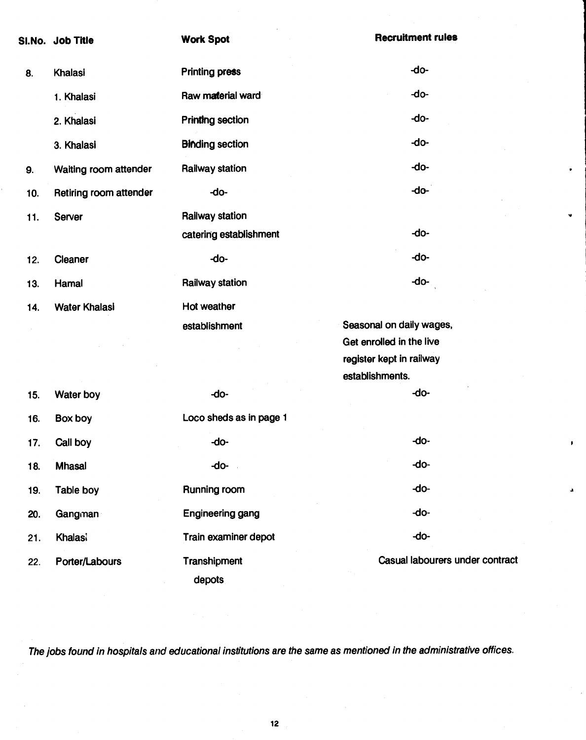| Sl.No. | Job Title | Work Spot | Recruitment rules |
|---|---|---|---|
| 8. | Khalasi | Printing press | -do- |
| | 1. Khalasi | Raw material ward | -do- |
| | 2. Khalasi | Printing section | -do- |
| | 3. Khalasi | Binding section | -do- |
| 9. | Waiting room attender | Railway station | -do- |
| 10. | Retiring room attender | -do- | -do- |
| 11. | Server | Railway station catering establishment | -do- |
| 12. | Cleaner | -do- | -do- |
| 13. | Hamal | Railway station | -do- |
| 14. | Water Khalasi | Hot weather establishment | Seasonal on daily wages, Get enrolled in the live register kept in railway establishments. |
| 15. | Water boy | -do- | -do- |
| 16. | Box boy | Loco sheds as in page 1 | |
| 17. | Call boy | -do- | -do- |
| 18. | Mhasal | -do- | -do- |
| 19. | Table boy | Running room | -do- |
| 20. | Gangman | Engineering gang | -do- |
| 21. | Khalasi | Train examiner depot | -do- |
| 22. | Porter/Labours | Transhipment depots | Casual labourers under contract |

*The jobs found in hospitals and educational institutions are the same as mentioned in the administrative offices.*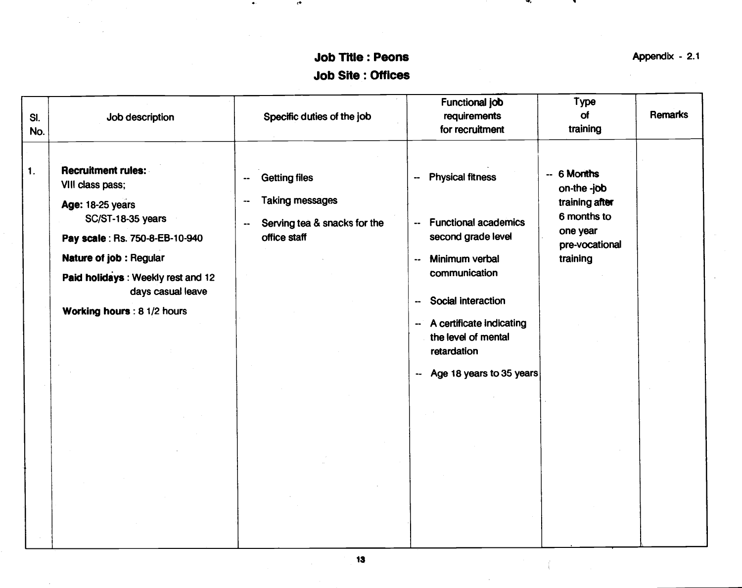Appendix - 2.1

## Job Title : Peons
## Job Site : Offices

| Sl. No. | Job description | Specific duties of the job | Functional job requirements for recruitment | Type of training | Remarks |
|---|---|---|---|---|---|
| 1. | **Recruitment rules:** VIII class pass;<br>**Age:** 18-25 years<br>SC/ST-18-35 years<br>**Pay scale** : Rs. 750-8-EB-10-940<br>**Nature of job :** Regular<br>**Paid holidays** : Weekly rest and 12 days casual leave<br>**Working hours** : 8 1/2 hours | -- Getting files<br>-- Taking messages<br>-- Serving tea & snacks for the office staff | -- Physical fitness<br>-- Functional academics second grade level<br>-- Minimum verbal communication<br>-- Social interaction<br>-- A certificate indicating the level of mental retardation<br>-- Age 18 years to 35 years | -- 6 Months on-the -job training after 6 months to one year pre-vocational training | |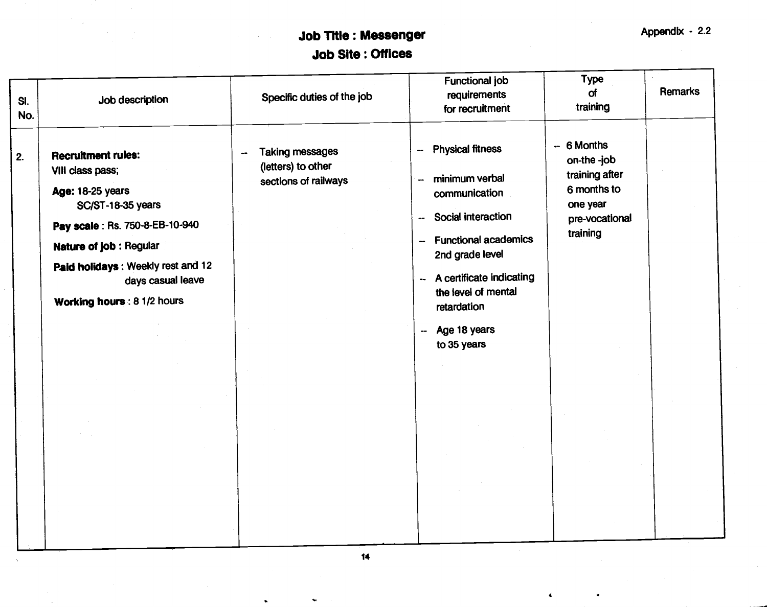Appendix - 2.2

# Job Title : Messenger
## Job Site : Offices

| Sl. No. | Job description | Specific duties of the job | Functional job requirements for recruitment | Type of training | Remarks |
|---|---|---|---|---|---|
| 2. | **Recruitment rules:** VIII class pass;<br>**Age:** 18-25 years SC/ST-18-35 years<br>**Pay scale** : Rs. 750-8-EB-10-940<br>**Nature of job :** Regular<br>**Paid holidays** : Weekly rest and 12 days casual leave<br>**Working hours** : 8 1/2 hours | -- Taking messages (letters) to other sections of railways | -- Physical fitness<br>-- minimum verbal communication<br>-- Social interaction<br>-- Functional academics 2nd grade level<br>-- A certificate indicating the level of mental retardation<br>-- Age 18 years to 35 years | -- 6 Months on-the -job training after 6 months to one year pre-vocational training | |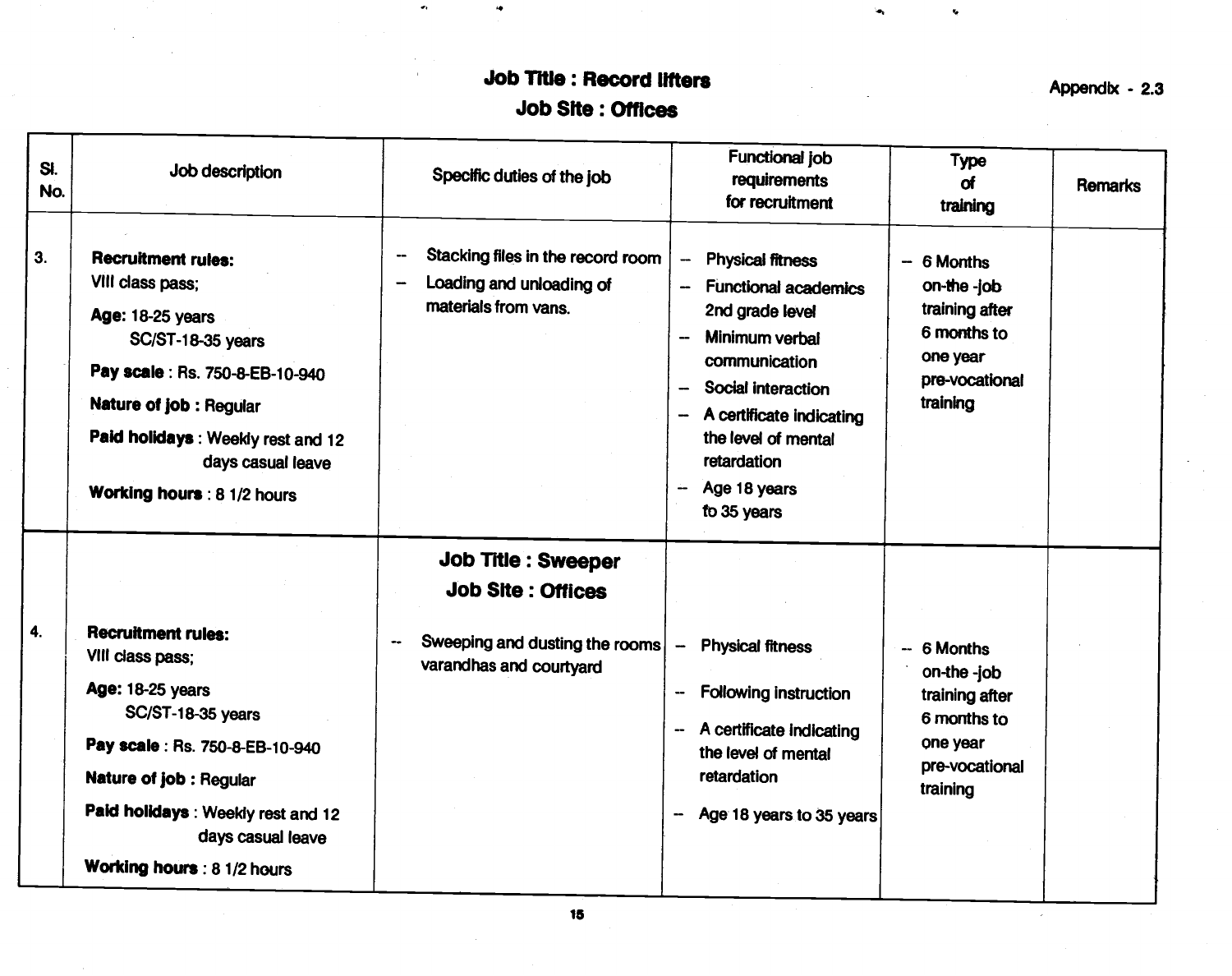Appendix - 2.3

## Job Title : Record lifters
## Job Site : Offices

| Sl. No. | Job description | Specific duties of the job | Functional job requirements for recruitment | Type of training | Remarks |
|---|---|---|---|---|---|
| 3. | **Recruitment rules:** VIII class pass;<br>**Age:** 18-25 years<br>SC/ST-18-35 years<br>**Pay scale** : Rs. 750-8-EB-10-940<br>**Nature of job** : Regular<br>**Paid holidays** : Weekly rest and 12 days casual leave<br>**Working hours** : 8 1/2 hours | -- Stacking files in the record room<br>-- Loading and unloading of materials from vans. | -- Physical fitness<br>-- Functional academics 2nd grade level<br>-- Minimum verbal communication<br>-- Social interaction<br>-- A certificate indicating the level of mental retardation<br>-- Age 18 years to 35 years | -- 6 Months on-the -job training after 6 months to one year pre-vocational training | |
| | | **Job Title : Sweeper**<br>**Job Site : Offices** | | | |
| 4. | **Recruitment rules:** VIII class pass;<br>**Age:** 18-25 years<br>SC/ST-18-35 years<br>**Pay scale** : Rs. 750-8-EB-10-940<br>**Nature of job** : Regular<br>**Paid holidays** : Weekly rest and 12 days casual leave<br>**Working hours** : 8 1/2 hours | -- Sweeping and dusting the rooms varandhas and courtyard | -- Physical fitness<br>-- Following instruction<br>-- A certificate indicating the level of mental retardation<br>-- Age 18 years to 35 years | -- 6 Months on-the -job training after 6 months to one year pre-vocational training | |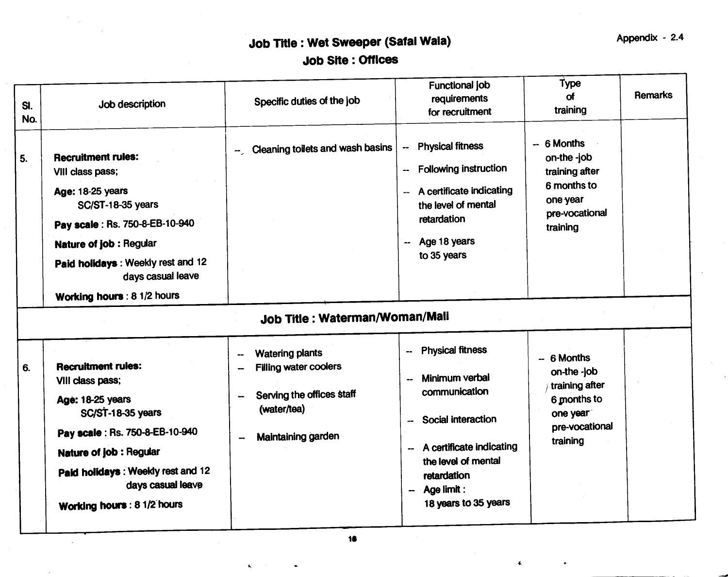Appendix - 2.4

## Job Title : Wet Sweeper (Safai Wala)

## Job Site : Offices

| Sl. No. | Job description | Specific duties of the job | Functional job requirements for recruitment | Type of training | Remarks |
|---|---|---|---|---|---|
| 5. | **Recruitment rules:** VIII class pass; **Age:** 18-25 years SC/ST-18-35 years **Pay scale** : Rs. 750-8-EB-10-940 **Nature of job :** Regular **Paid holidays** : Weekly rest and 12 days casual leave **Working hours** : 8 1/2 hours | -- Cleaning toilets and wash basins | -- Physical fitness -- Following instruction -- A certificate indicating the level of mental retardation -- Age 18 years to 35 years | -- 6 Months on-the -job training after 6 months to one year pre-vocational training | |
| | **Job Title : Waterman/Woman/Mali** | | | | |
| 6. | **Recruitment rules:** VIII class pass; **Age:** 18-25 years SC/ST-18-35 years **Pay scale** : Rs. 750-8-EB-10-940 **Nature of job :** Regular **Paid holidays** : Weekly rest and 12 days casual leave **Working hours** : 8 1/2 hours | -- Watering plants -- Filling water coolers -- Serving the offices staff (water/tea) -- Maintaining garden | -- Physical fitness -- Minimum verbal communication -- Social interaction -- A certificate indicating the level of mental retardation -- Age limit : 18 years to 35 years | -- 6 Months on-the -job training after 6 months to one year pre-vocational training | |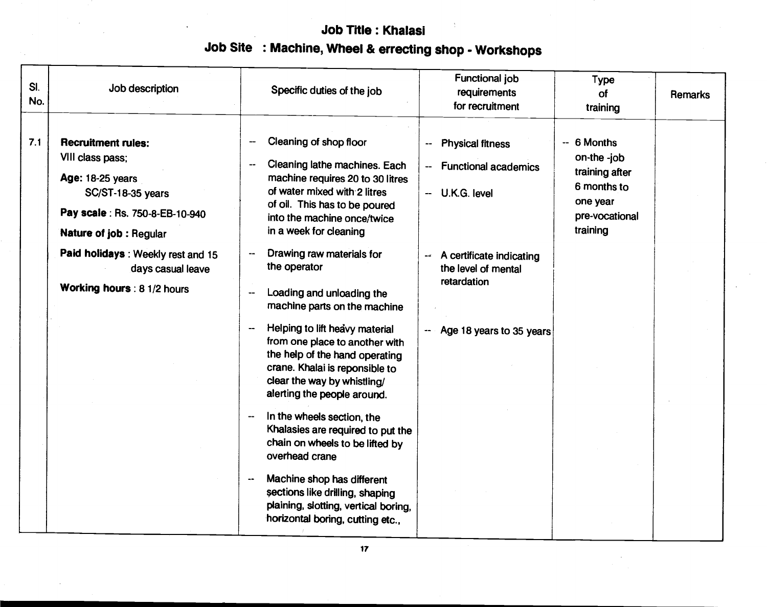## Job Title : Khalasi

## Job Site : Machine, Wheel & errecting shop - Workshops

| Sl. No. | Job description | Specific duties of the job | Functional job requirements for recruitment | Type of training | Remarks |
|---|---|---|---|---|---|
| 7.1 | **Recruitment rules:** VIII class pass;<br><br>**Age:** 18-25 years<br>SC/ST-18-35 years<br><br>**Pay scale** : Rs. 750-8-EB-10-940<br><br>**Nature of job :** Regular<br><br>**Paid holidays** : Weekly rest and 15 days casual leave<br><br>**Working hours** : 8 1/2 hours | -- Cleaning of shop floor<br><br>-- Cleaning lathe machines. Each machine requires 20 to 30 litres of water mixed with 2 litres of oil. This has to be poured into the machine once/twice in a week for cleaning<br><br>-- Drawing raw materials for the operator<br><br>-- Loading and unloading the machine parts on the machine<br><br>-- Helping to lift heavy material from one place to another with the help of the hand operating crane. Khalai is reponsible to clear the way by whistling/ alerting the people around.<br><br>-- In the wheels section, the Khalasies are required to put the chain on wheels to be lifted by overhead crane<br><br>-- Machine shop has different sections like drilling, shaping plaining, slotting, vertical boring, horizontal boring, cutting etc., | -- Physical fitness<br><br>-- Functional academics<br><br>-- U.K.G. level<br><br>-- A certificate indicating the level of mental retardation<br><br>-- Age 18 years to 35 years | -- 6 Months on-the -job training after 6 months to one year pre-vocational training | |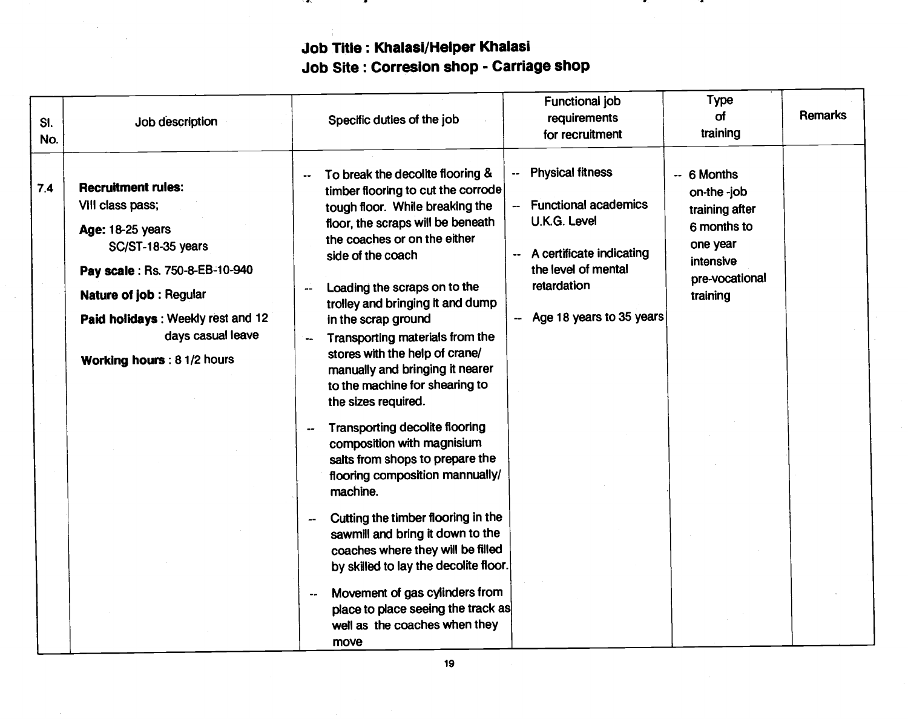**Job Title : Khalasi/Helper Khalasi**
**Job Site : Corresion shop - Carriage shop**

| Sl. No. | Job description | Specific duties of the job | Functional job requirements for recruitment | Type of training | Remarks |
|---|---|---|---|---|---|
| 7.4 | **Recruitment rules:** VIII class pass;<br>**Age:** 18-25 years SC/ST-18-35 years<br>**Pay scale** : Rs. 750-8-EB-10-940<br>**Nature of job** : Regular<br>**Paid holidays** : Weekly rest and 12 days casual leave<br>**Working hours** : 8 1/2 hours | -- To break the decolite flooring & timber flooring to cut the corrode tough floor. While breaking the floor, the scraps will be beneath the coaches or on the either side of the coach<br>-- Loading the scraps on to the trolley and bringing it and dump in the scrap ground<br>-- Transporting materials from the stores with the help of crane/ manually and bringing it nearer to the machine for shearing to the sizes required.<br>-- Transporting decolite flooring composition with magnisium salts from shops to prepare the flooring composition mannually/ machine.<br>-- Cutting the timber flooring in the sawmill and bring it down to the coaches where they will be filled by skilled to lay the decolite floor.<br>-- Movement of gas cylinders from place to place seeing the track as well as the coaches when they move | -- Physical fitness<br>-- Functional academics U.K.G. Level<br>-- A certificate indicating the level of mental retardation<br>-- Age 18 years to 35 years | -- 6 Months on-the -job training after 6 months to one year intensive pre-vocational training | |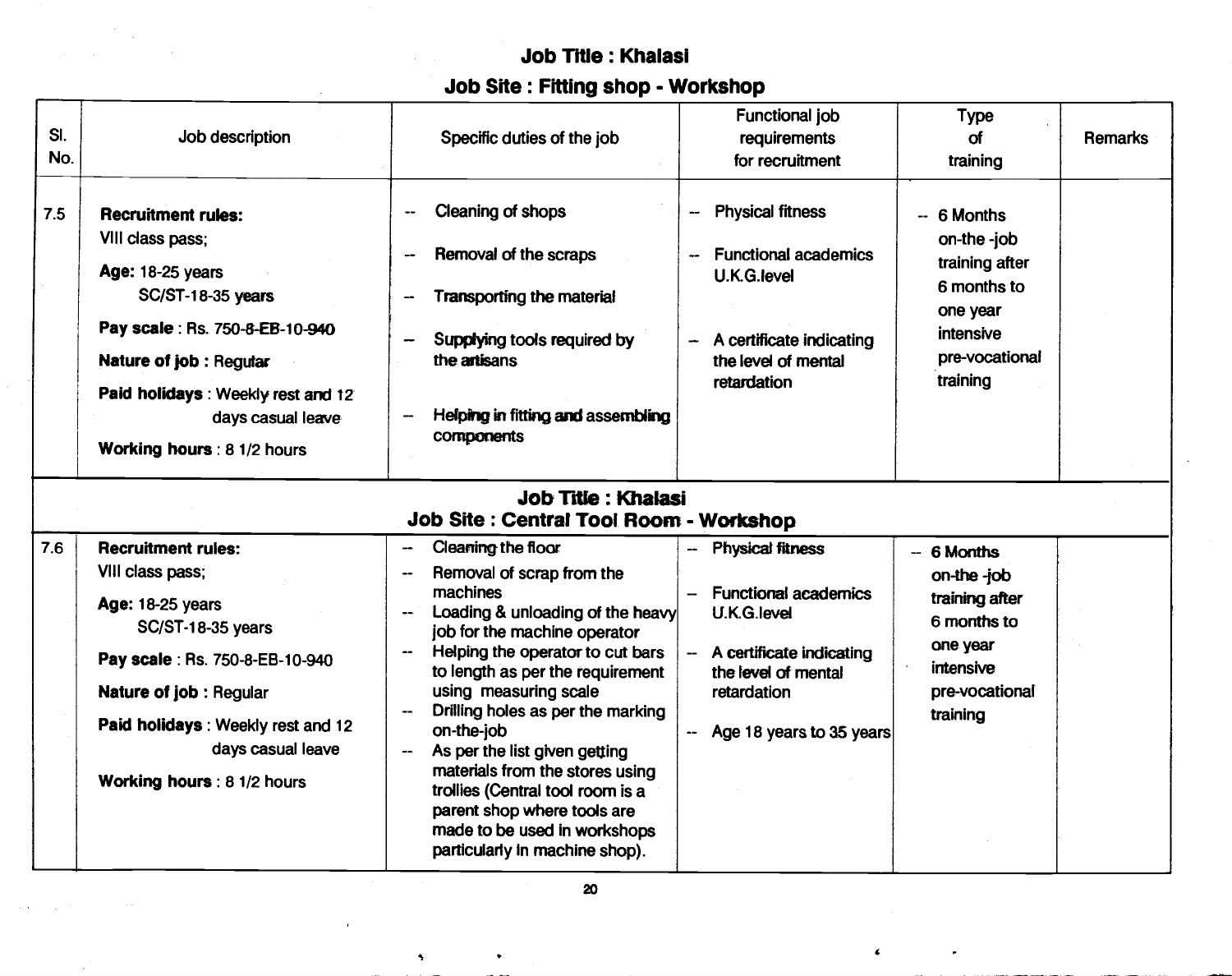## Job Title : Khalasi

### Job Site : Fitting shop - Workshop

| Sl. No. | Job description | Specific duties of the job | Functional job requirements for recruitment | Type of training | Remarks |
|---|---|---|---|---|---|
| 7.5 | **Recruitment rules:** VIII class pass; **Age:** 18-25 years SC/ST-18-35 years **Pay scale** : Rs. 750-8-EB-10-940 **Nature of job** : Regular **Paid holidays** : Weekly rest and 12 days casual leave **Working hours** : 8 1/2 hours | -- Cleaning of shops -- Removal of the scraps -- Transporting the material -- Supplying tools required by the artisans -- Helping in fitting and assembling components | -- Physical fitness -- Functional academics U.K.G.level -- A certificate indicating the level of mental retardation | -- 6 Months on-the -job training after 6 months to one year intensive pre-vocational training | |

## Job Title : Khalasi

### Job Site : Central Tool Room - Workshop

| Sl. No. | Job description | Specific duties of the job | Functional job requirements for recruitment | Type of training | Remarks |
|---|---|---|---|---|---|
| 7.6 | **Recruitment rules:** VIII class pass; **Age:** 18-25 years SC/ST-18-35 years **Pay scale** : Rs. 750-8-EB-10-940 **Nature of job** : Regular **Paid holidays** : Weekly rest and 12 days casual leave **Working hours** : 8 1/2 hours | -- Cleaning the floor -- Removal of scrap from the machines -- Loading & unloading of the heavy job for the machine operator -- Helping the operator to cut bars to length as per the requirement using measuring scale -- Drilling holes as per the marking on-the-job -- As per the list given getting materials from the stores using trollies (Central tool room is a parent shop where tools are made to be used in workshops particularly in machine shop). | -- Physical fitness -- Functional academics U.K.G.level -- A certificate indicating the level of mental retardation -- Age 18 years to 35 years | -- 6 Months on-the -job training after 6 months to one year intensive pre-vocational training | |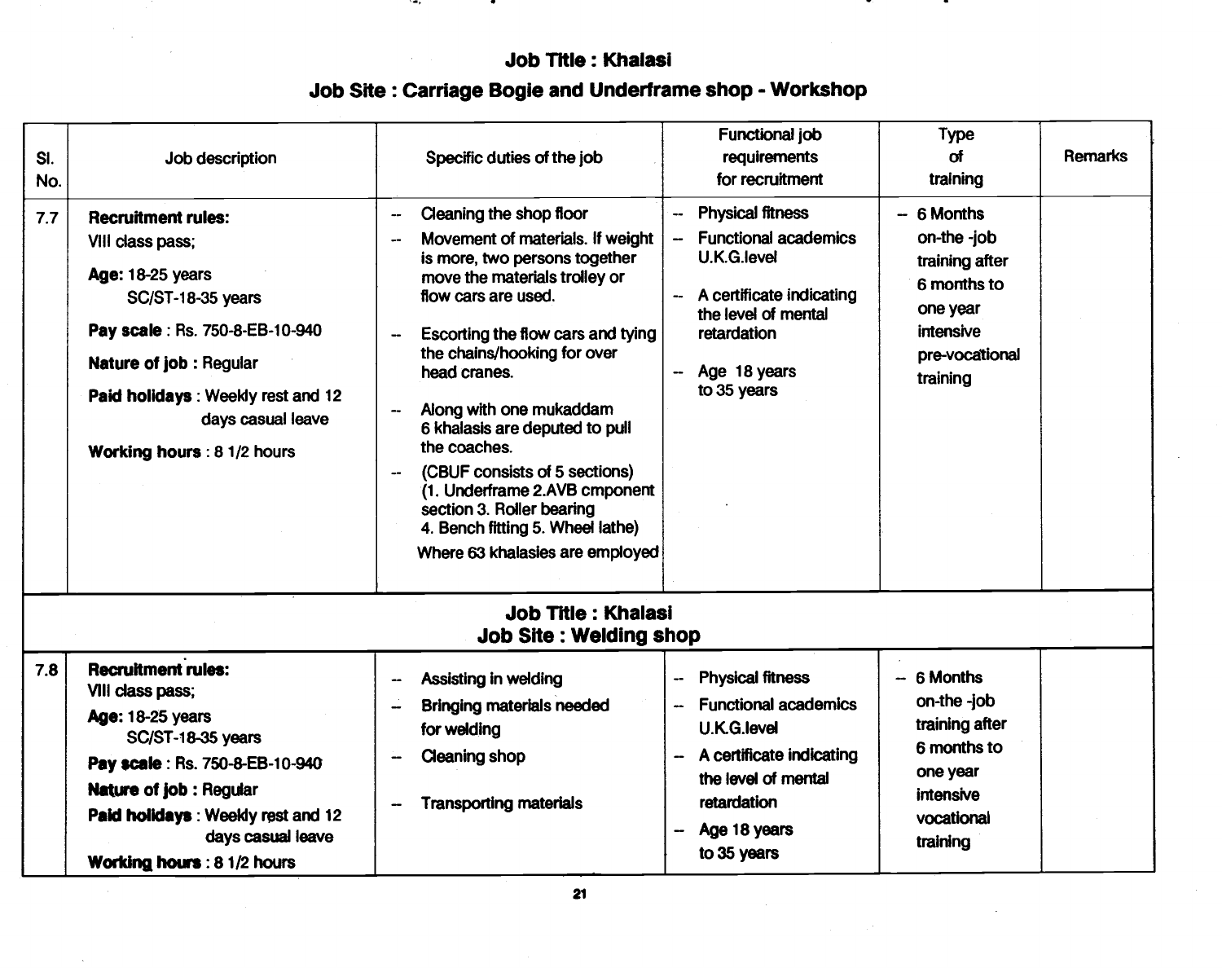## Job Title : Khalasi

## Job Site : Carriage Bogie and Underframe shop - Workshop

| Sl. No. | Job description | Specific duties of the job | Functional job requirements for recruitment | Type of training | Remarks |
|---|---|---|---|---|---|
| 7.7 | **Recruitment rules:** VIII class pass;<br>**Age:** 18-25 years<br>SC/ST-18-35 years<br>**Pay scale** : Rs. 750-8-EB-10-940<br>**Nature of job** : Regular<br>**Paid holidays** : Weekly rest and 12 days casual leave<br>**Working hours** : 8 1/2 hours | -- Cleaning the shop floor<br>-- Movement of materials. If weight is more, two persons together move the materials trolley or flow cars are used.<br>-- Escorting the flow cars and tying the chains/hooking for over head cranes.<br>-- Along with one mukaddam 6 khalasis are deputed to pull the coaches.<br>-- (CBUF consists of 5 sections) (1. Underframe 2.AVB cmponent section 3. Roller bearing 4. Bench fitting 5. Wheel lathe) Where 63 khalasies are employed | -- Physical fitness<br>-- Functional academics U.K.G.level<br>-- A certificate indicating the level of mental retardation<br>-- Age 18 years to 35 years | -- 6 Months on-the -job training after 6 months to one year intensive pre-vocational training | |

## Job Title : Khalasi

## Job Site : Welding shop

| Sl. No. | Job description | Specific duties of the job | Functional job requirements for recruitment | Type of training | Remarks |
|---|---|---|---|---|---|
| 7.8 | **Recruitment rules:** VIII class pass;<br>**Age:** 18-25 years<br>SC/ST-18-35 years<br>**Pay scale** : Rs. 750-8-EB-10-940<br>**Nature of job** : Regular<br>**Paid holidays** : Weekly rest and 12 days casual leave<br>**Working hours** : 8 1/2 hours | -- Assisting in welding<br>-- Bringing materials needed for welding<br>-- Cleaning shop<br>-- Transporting materials | -- Physical fitness<br>-- Functional academics U.K.G.level<br>-- A certificate indicating the level of mental retardation<br>-- Age 18 years to 35 years | -- 6 Months on-the -job training after 6 months to one year intensive vocational training | |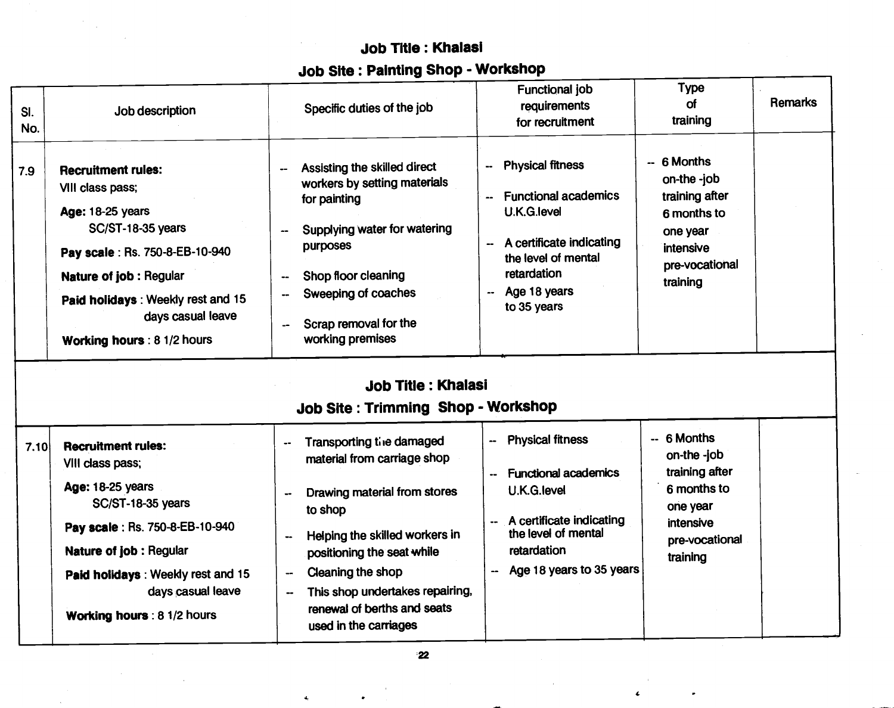## Job Title : Khalasi

## Job Site : Painting Shop - Workshop

| Sl. No. | Job description | Specific duties of the job | Functional job requirements for recruitment | Type of training | Remarks |
|---|---|---|---|---|---|
| 7.9 | **Recruitment rules:** VIII class pass; **Age:** 18-25 years SC/ST-18-35 years **Pay scale** : Rs. 750-8-EB-10-940 **Nature of job :** Regular **Paid holidays** : Weekly rest and 15 days casual leave **Working hours** : 8 1/2 hours | -- Assisting the skilled direct workers by setting materials for painting -- Supplying water for watering purposes -- Shop floor cleaning -- Sweeping of coaches -- Scrap removal for the working premises | -- Physical fitness -- Functional academics U.K.G.level -- A certificate indicating the level of mental retardation -- Age 18 years to 35 years | -- 6 Months on-the -job training after 6 months to one year intensive pre-vocational training | |

## Job Title : Khalasi

## Job Site : Trimming Shop - Workshop

| Sl. No. | Job description | Specific duties of the job | Functional job requirements for recruitment | Type of training | Remarks |
|---|---|---|---|---|---|
| 7.10 | **Recruitment rules:** VIII class pass; **Age:** 18-25 years SC/ST-18-35 years **Pay scale** : Rs. 750-8-EB-10-940 **Nature of job :** Regular **Paid holidays** : Weekly rest and 15 days casual leave **Working hours** : 8 1/2 hours | -- Transporting the damaged material from carriage shop -- Drawing material from stores to shop -- Helping the skilled workers in positioning the seat while -- Cleaning the shop -- This shop undertakes repairing, renewal of berths and seats used in the carriages | -- Physical fitness -- Functional academics U.K.G.level -- A certificate indicating the level of mental retardation -- Age 18 years to 35 years | -- 6 Months on-the -job training after 6 months to one year intensive pre-vocational training | |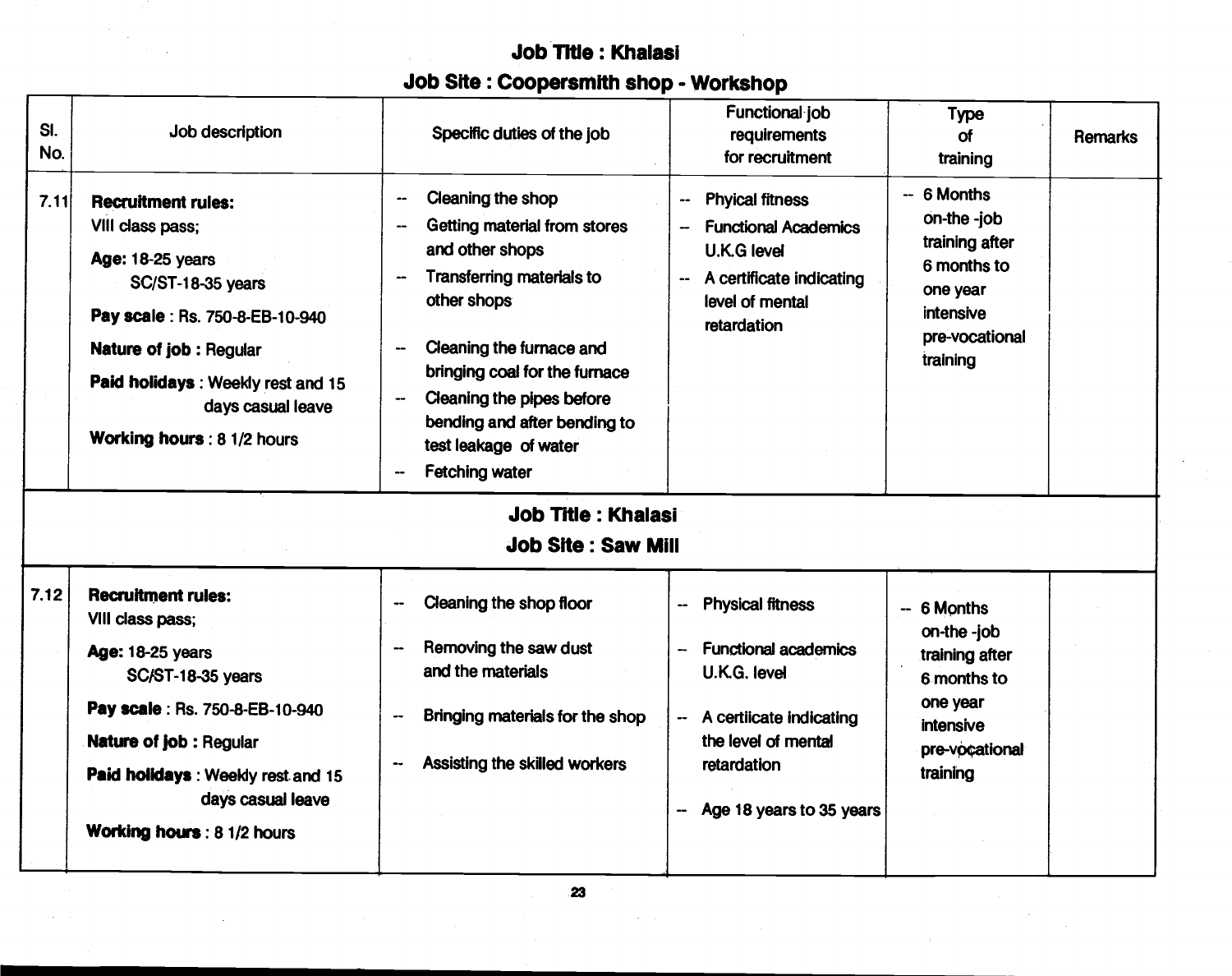## Job Title : Khalasi

## Job Site : Coopersmith shop - Workshop

| Sl. No. | Job description | Specific duties of the job | Functional job requirements for recruitment | Type of training | Remarks |
|---|---|---|---|---|---|
| 7.11 | **Recruitment rules:** VIII class pass; **Age:** 18-25 years SC/ST-18-35 years **Pay scale** : Rs. 750-8-EB-10-940 **Nature of job :** Regular **Paid holidays** : Weekly rest and 15 days casual leave **Working hours** : 8 1/2 hours | -- Cleaning the shop -- Getting material from stores and other shops -- Transferring materials to other shops -- Cleaning the furnace and bringing coal for the furnace -- Cleaning the pipes before bending and after bending to test leakage of water -- Fetching water | -- Phyical fitness -- Functional Academics U.K.G level -- A certificate indicating level of mental retardation | -- 6 Months on-the -job training after 6 months to one year intensive pre-vocational training | |

## Job Title : Khalasi

## Job Site : Saw Mill

| Sl. No. | Job description | Specific duties of the job | Functional job requirements for recruitment | Type of training | Remarks |
|---|---|---|---|---|---|
| 7.12 | **Recruitment rules:** VIII class pass; **Age:** 18-25 years SC/ST-18-35 years **Pay scale** : Rs. 750-8-EB-10-940 **Nature of job :** Regular **Paid holidays** : Weekly rest and 15 days casual leave **Working hours** : 8 1/2 hours | -- Cleaning the shop floor -- Removing the saw dust and the materials -- Bringing materials for the shop -- Assisting the skilled workers | -- Physical fitness -- Functional academics U.K.G. level -- A certiiicate indicating the level of mental retardation -- Age 18 years to 35 years | -- 6 Months on-the -job training after 6 months to one year intensive pre-vocational training | |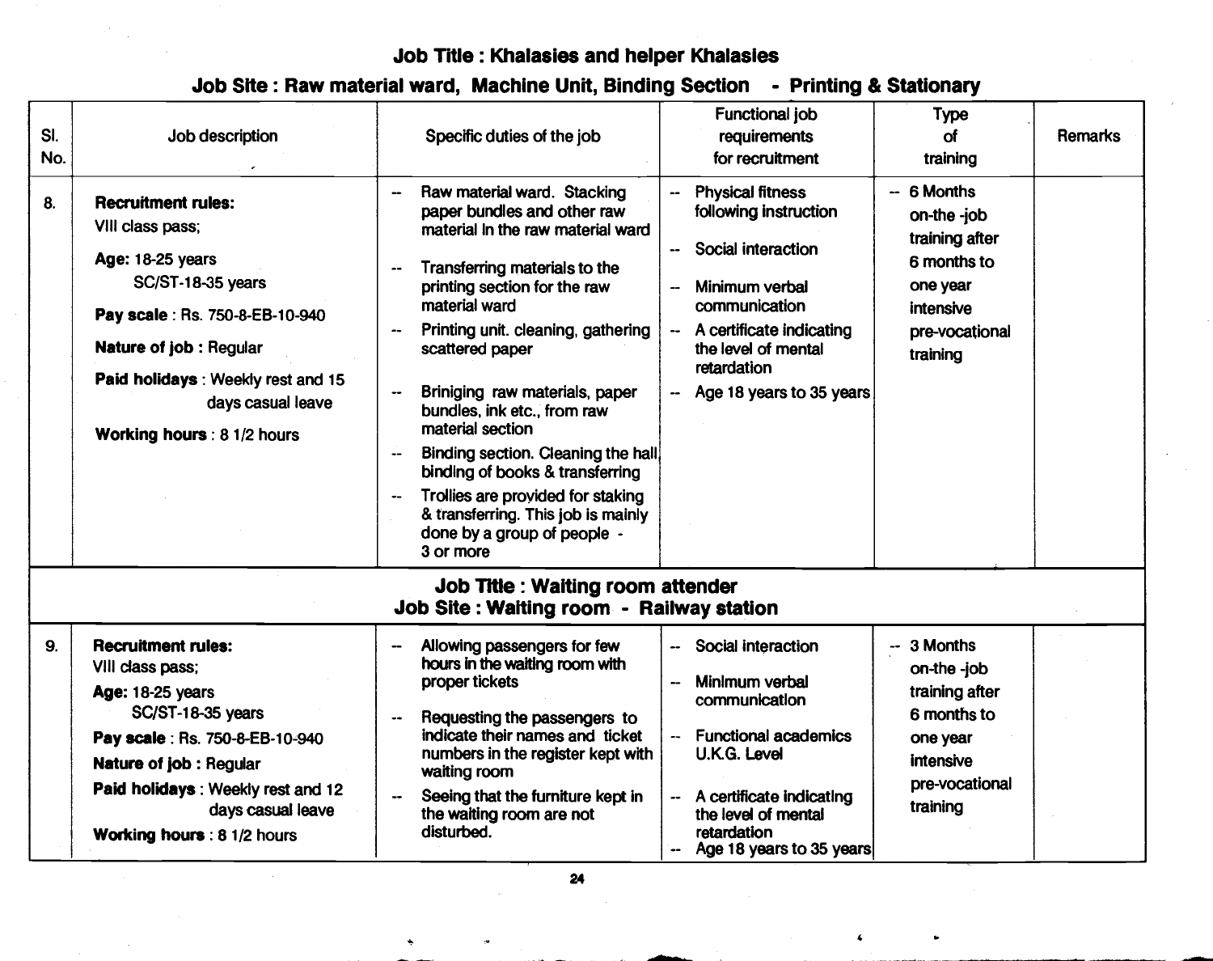## Job Title : Khalasies and helper Khalasies

### Job Site : Raw material ward, Machine Unit, Binding Section - Printing & Stationary

| Sl. No. | Job description | Specific duties of the job | Functional job requirements for recruitment | Type of training | Remarks |
|---|---|---|---|---|---|
| 8. | **Recruitment rules:** VIII class pass;<br>**Age:** 18-25 years SC/ST-18-35 years<br>**Pay scale** : Rs. 750-8-EB-10-940<br>**Nature of job :** Regular<br>**Paid holidays** : Weekly rest and 15 days casual leave<br>**Working hours** : 8 1/2 hours | -- Raw material ward. Stacking paper bundles and other raw material in the raw material ward<br>-- Transferring materials to the printing section for the raw material ward<br>-- Printing unit. cleaning, gathering scattered paper<br>-- Brinigíng raw materials, paper bundles, ink etc., from raw material section<br>-- Binding section. Cleaning the hall, binding of books & transferring<br>-- Trollies are provided for staking & transferring. This job is mainly done by a group of people - 3 or more | -- Physical fitness following instruction<br>-- Social interaction<br>-- Minimum verbal communication<br>-- A certificate indicating the level of mental retardation<br>-- Age 18 years to 35 years | -- 6 Months on-the -job training after 6 months to one year intensive pre-vocational training | |

## Job Title : Waiting room attender

### Job Site : Waiting room - Railway station

| Sl. No. | Job description | Specific duties of the job | Functional job requirements for recruitment | Type of training | Remarks |
|---|---|---|---|---|---|
| 9. | **Recruitment rules:** VIII class pass;<br>**Age:** 18-25 years SC/ST-18-35 years<br>**Pay scale** : Rs. 750-8-EB-10-940<br>**Nature of job :** Regular<br>**Paid holidays** : Weekly rest and 12 days casual leave<br>**Working hours** : 8 1/2 hours | -- Allowing passengers for few hours in the waiting room with proper tickets<br>-- Requesting the passengers to indicate their names and ticket numbers in the register kept with waiting room<br>-- Seeing that the furniture kept in the waiting room are not disturbed. | -- Social interaction<br>-- Minimum verbal communication<br>-- Functional academics U.K.G. Level<br>-- A certificate indicating the level of mental retardation<br>-- Age 18 years to 35 years | -- 3 Months on-the -job training after 6 months to one year intensive pre-vocational training | |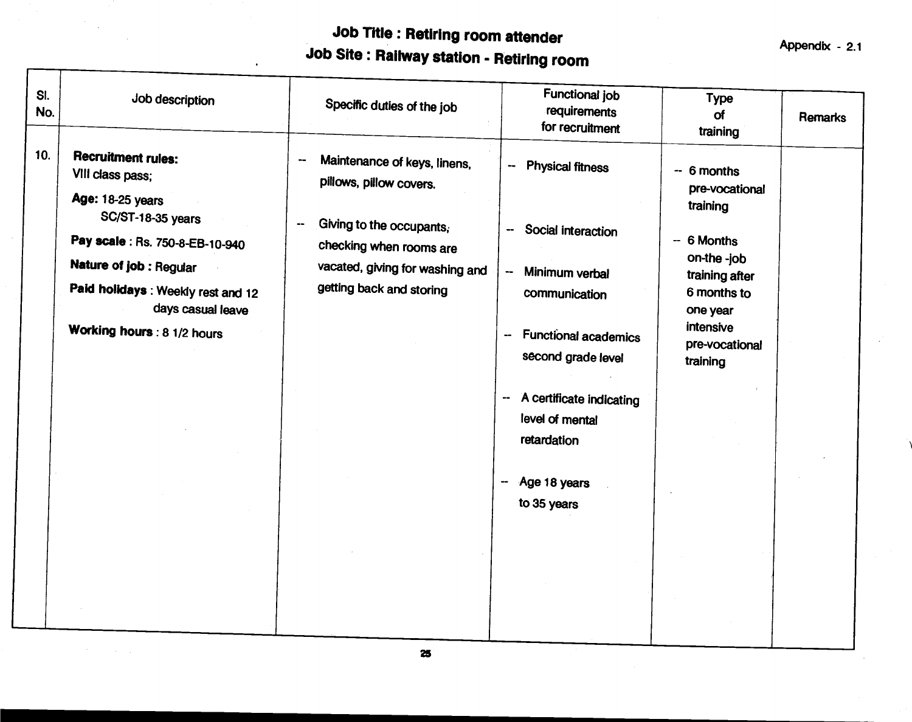Appendix - 2.1

# Job Title : Retiring room attender
## Job Site : Railway station - Retiring room

| Sl. No. | Job description | Specific duties of the job | Functional job requirements for recruitment | Type of training | Remarks |
|---|---|---|---|---|---|
| 10. | **Recruitment rules:** VIII class pass;<br>**Age:** 18-25 years<br>SC/ST-18-35 years<br>**Pay scale** : Rs. 750-8-EB-10-940<br>**Nature of job :** Regular<br>**Paid holidays** : Weekly rest and 12 days casual leave<br>**Working hours** : 8 1/2 hours | -- Maintenance of keys, linens, pillows, pillow covers.<br>-- Giving to the occupants, checking when rooms are vacated, giving for washing and getting back and storing | -- Physical fitness<br>-- Social interaction<br>-- Minimum verbal communication<br>-- Functional academics second grade level<br>-- A certificate indicating level of mental retardation<br>-- Age 18 years to 35 years | -- 6 months pre-vocational training<br>-- 6 Months on-the -job training after 6 months to one year intensive pre-vocational training | |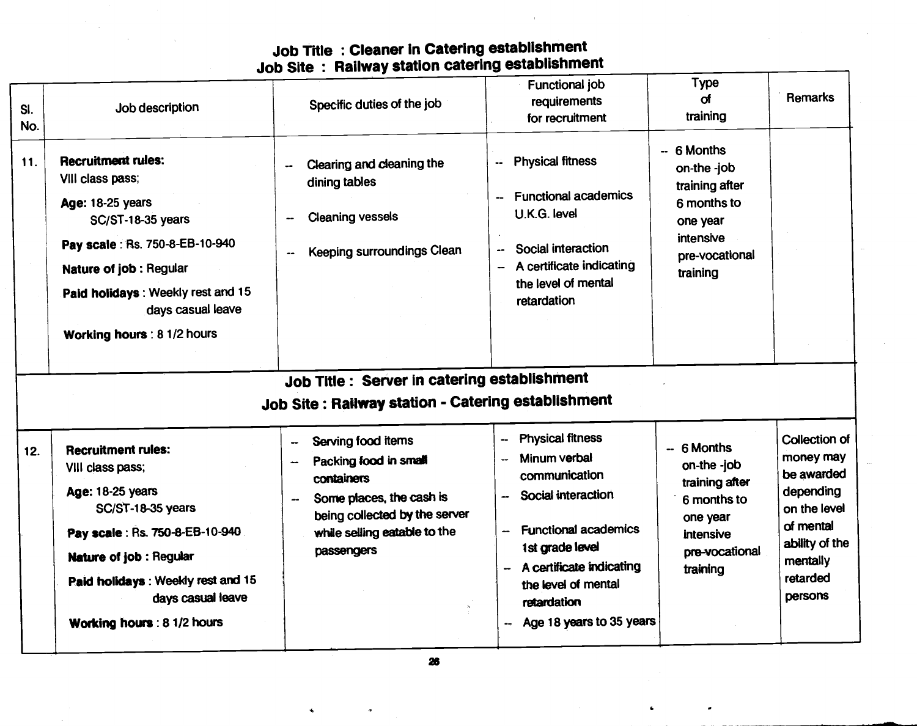**Job Title : Cleaner in Catering establishment**
**Job Site : Railway station catering establishment**

| Sl. No. | Job description | Specific duties of the job | Functional job requirements for recruitment | Type of training | Remarks |
|---|---|---|---|---|---|
| 11. | **Recruitment rules:** VIII class pass; **Age:** 18-25 years SC/ST-18-35 years **Pay scale** : Rs. 750-8-EB-10-940 **Nature of job :** Regular **Paid holidays** : Weekly rest and 15 days casual leave **Working hours** : 8 1/2 hours | -- Clearing and cleaning the dining tables -- Cleaning vessels -- Keeping surroundings Clean | -- Physical fitness -- Functional academics U.K.G. level -- Social interaction -- A certificate indicating the level of mental retardation | -- 6 Months on-the -job training after 6 months to one year intensive pre-vocational training | |

**Job Title : Server in catering establishment**
**Job Site : Railway station - Catering establishment**

| Sl. No. | Job description | Specific duties of the job | Functional job requirements for recruitment | Type of training | Remarks |
|---|---|---|---|---|---|
| 12. | **Recruitment rules:** VIII class pass; **Age:** 18-25 years SC/ST-18-35 years **Pay scale** : Rs. 750-8-EB-10-940 **Nature of job :** Regular **Paid holidays** : Weekly rest and 15 days casual leave **Working hours** : 8 1/2 hours | -- Serving food items -- Packing food in small containers -- Some places, the cash is being collected by the server while selling eatable to the passengers | -- Physical fitness -- Minum verbal communication -- Social interaction -- Functional academics 1st grade level -- A certificate indicating the level of mental retardation -- Age 18 years to 35 years | -- 6 Months on-the -job training after 6 months to one year intensive pre-vocational training | Collection of money may be awarded depending on the level of mental ability of the mentally retarded persons |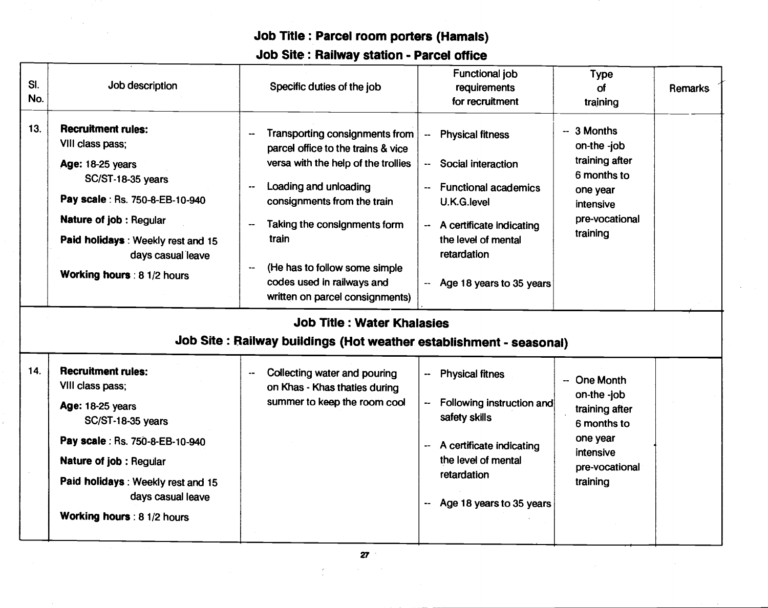## Job Title : Parcel room porters (Hamals)

## Job Site : Railway station - Parcel office

| Sl. No. | Job description | Specific duties of the job | Functional job requirements for recruitment | Type of training | Remarks |
|---|---|---|---|---|---|
| 13. | **Recruitment rules:** VIII class pass;<br>**Age:** 18-25 years SC/ST-18-35 years<br>**Pay scale** : Rs. 750-8-EB-10-940<br>**Nature of job :** Regular<br>**Paid holidays** : Weekly rest and 15 days casual leave<br>**Working hours** : 8 1/2 hours | -- Transporting consignments from parcel office to the trains & vice versa with the help of the trollies<br>-- Loading and unloading consignments from the train<br>-- Taking the consignments form train<br>-- (He has to follow some simple codes used in railways and written on parcel consignments) | -- Physical fitness<br>-- Social interaction<br>-- Functional academics U.K.G.level<br>-- A certificate indicating the level of mental retardation<br>-- Age 18 years to 35 years | -- 3 Months on-the -job training after 6 months to one year intensive pre-vocational training | |

## Job Title : Water Khalasies

## Job Site : Railway buildings (Hot weather establishment - seasonal)

| Sl. No. | Job description | Specific duties of the job | Functional job requirements for recruitment | Type of training | Remarks |
|---|---|---|---|---|---|
| 14. | **Recruitment rules:** VIII class pass;<br>**Age:** 18-25 years SC/ST-18-35 years<br>**Pay scale** : Rs. 750-8-EB-10-940<br>**Nature of job :** Regular<br>**Paid holidays** : Weekly rest and 15 days casual leave<br>**Working hours** : 8 1/2 hours | -- Collecting water and pouring on Khas - Khas thaties during summer to keep the room cool | -- Physical fitnes<br>-- Following instruction and safety skills<br>-- A certificate indicating the level of mental retardation<br>-- Age 18 years to 35 years | -- One Month on-the -job training after 6 months to one year intensive pre-vocational training | |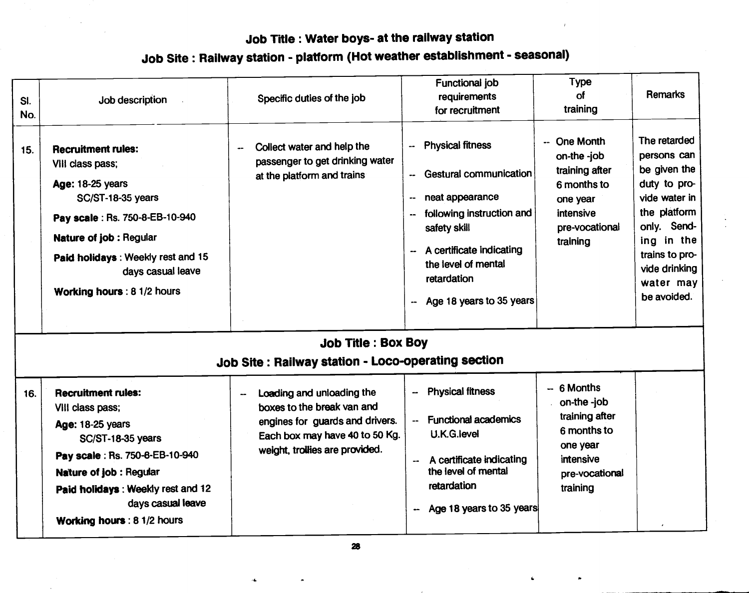**Job Title : Water boys- at the railway station**

**Job Site : Railway station - platform (Hot weather establishment - seasonal)**

| Sl. No. | Job description | Specific duties of the job | Functional job requirements for recruitment | Type of training | Remarks |
|---|---|---|---|---|---|
| 15. | **Recruitment rules:** VIII class pass;<br>**Age:** 18-25 years<br>SC/ST-18-35 years<br>**Pay scale** : Rs. 750-8-EB-10-940<br>**Nature of job :** Regular<br>**Paid holidays** : Weekly rest and 15 days casual leave<br>**Working hours** : 8 1/2 hours | -- Collect water and help the passenger to get drinking water at the platform and trains | -- Physical fitness<br>-- Gestural communication<br>-- neat appearance<br>-- following instruction and safety skill<br>-- A certificate indicating the level of mental retardation<br>-- Age 18 years to 35 years | -- One Month on-the -job training after 6 months to one year intensive pre-vocational training | The retarded persons can be given the duty to provide water in the platform only. Sending in the trains to provide drinking water may be avoided. |

**Job Title : Box Boy**

**Job Site : Railway station - Loco-operating section**

| Sl. No. | Job description | Specific duties of the job | Functional job requirements for recruitment | Type of training | Remarks |
|---|---|---|---|---|---|
| 16. | **Recruitment rules:** VIII class pass;<br>**Age:** 18-25 years<br>SC/ST-18-35 years<br>**Pay scale** : Rs. 750-8-EB-10-940<br>**Nature of job :** Regular<br>**Paid holidays** : Weekly rest and 12 days casual leave<br>**Working hours** : 8 1/2 hours | -- Loading and unloading the boxes to the break van and engines for guards and drivers. Each box may have 40 to 50 Kg. weight, trollies are provided. | -- Physical fitness<br>-- Functional academics U.K.G.level<br>-- A certificate indicating the level of mental retardation<br>-- Age 18 years to 35 years | -- 6 Months on-the -job training after 6 months to one year intensive pre-vocational training | |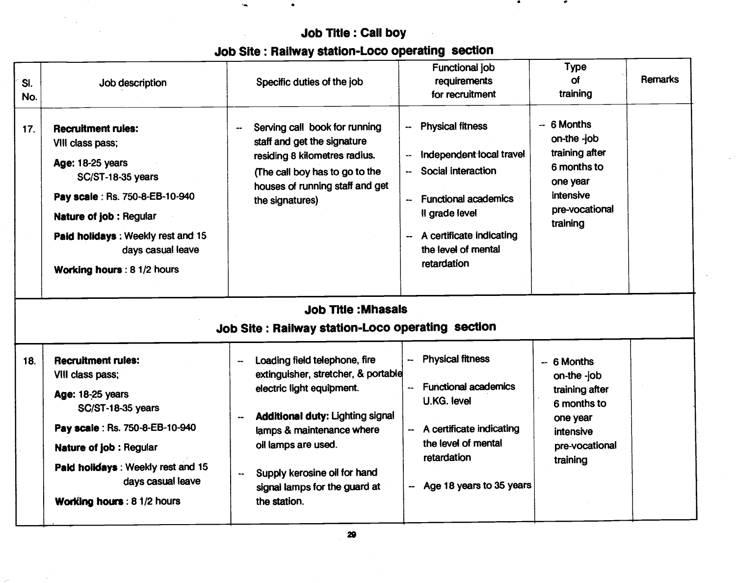## Job Title : Call boy

### Job Site : Railway station-Loco operating section

| Sl. No. | Job description | Specific duties of the job | Functional job requirements for recruitment | Type of training | Remarks |
|---|---|---|---|---|---|
| 17. | **Recruitment rules:** VIII class pass; **Age:** 18-25 years SC/ST-18-35 years **Pay scale** : Rs. 750-8-EB-10-940 **Nature of job :** Regular **Paid holidays** : Weekly rest and 15 days casual leave **Working hours** : 8 1/2 hours | -- Serving call book for running staff and get the signature residing 8 kilometres radius. (The call boy has to go to the houses of running staff and get the signatures) | -- Physical fitness -- Independent local travel -- Social interaction -- Functional academics II grade level -- A certificate indicating the level of mental retardation | -- 6 Months on-the -job training after 6 months to one year intensive pre-vocational training | |

## Job Title :Mhasals

### Job Site : Railway station-Loco operating section

| Sl. No. | Job description | Specific duties of the job | Functional job requirements for recruitment | Type of training | Remarks |
|---|---|---|---|---|---|
| 18. | **Recruitment rules:** VIII class pass; **Age:** 18-25 years SC/ST-18-35 years **Pay scale** : Rs. 750-8-EB-10-940 **Nature of job :** Regular **Paid holidays** : Weekly rest and 15 days casual leave **Working hours** : 8 1/2 hours | -- Loading field telephone, fire extinguisher, stretcher, & portable electric light equipment. -- **Additional duty:** Lighting signal lamps & maintenance where oil lamps are used. -- Supply kerosine oil for hand signal lamps for the guard at the station. | -- Physical fitness -- Functional academics U.KG. level -- A certificate indicating the level of mental retardation -- Age 18 years to 35 years | -- 6 Months on-the -job training after 6 months to one year intensive pre-vocational training | |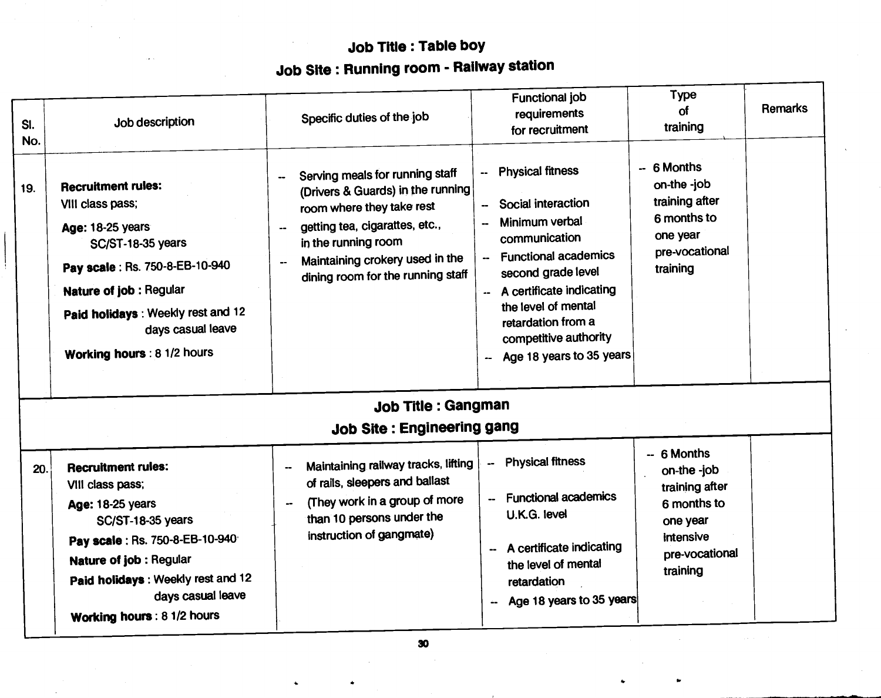**Job Title : Table boy**

**Job Site : Running room - Railway station**

| Sl. No. | Job description | Specific duties of the job | Functional job requirements for recruitment | Type of training | Remarks |
|---|---|---|---|---|---|
| 19. | **Recruitment rules:** VIII class pass; **Age:** 18-25 years SC/ST-18-35 years **Pay scale** : Rs. 750-8-EB-10-940 **Nature of job** : Regular **Paid holidays** : Weekly rest and 12 days casual leave **Working hours** : 8 1/2 hours | -- Serving meals for running staff (Drivers & Guards) in the running room where they take rest -- getting tea, cigarattes, etc., in the running room -- Maintaining crokery used in the dining room for the running staff | -- Physical fitness -- Social interaction -- Minimum verbal communication -- Functional academics second grade level -- A certificate indicating the level of mental retardation from a competitive authority -- Age 18 years to 35 years | -- 6 Months on-the -job training after 6 months to one year pre-vocational training | |

**Job Title : Gangman**

**Job Site : Engineering gang**

| Sl. No. | Job description | Specific duties of the job | Functional job requirements for recruitment | Type of training | Remarks |
|---|---|---|---|---|---|
| 20. | **Recruitment rules:** VIII class pass; **Age:** 18-25 years SC/ST-18-35 years **Pay scale** : Rs. 750-8-EB-10-940 **Nature of job** : Regular **Paid holidays** : Weekly rest and 12 days casual leave **Working hours** : 8 1/2 hours | -- Maintaining railway tracks, lifting of rails, sleepers and ballast -- (They work in a group of more than 10 persons under the instruction of gangmate) | -- Physical fitness -- Functional academics U.K.G. level -- A certificate indicating the level of mental retardation -- Age 18 years to 35 years | -- 6 Months on-the -job training after 6 months to one year intensive pre-vocational training | |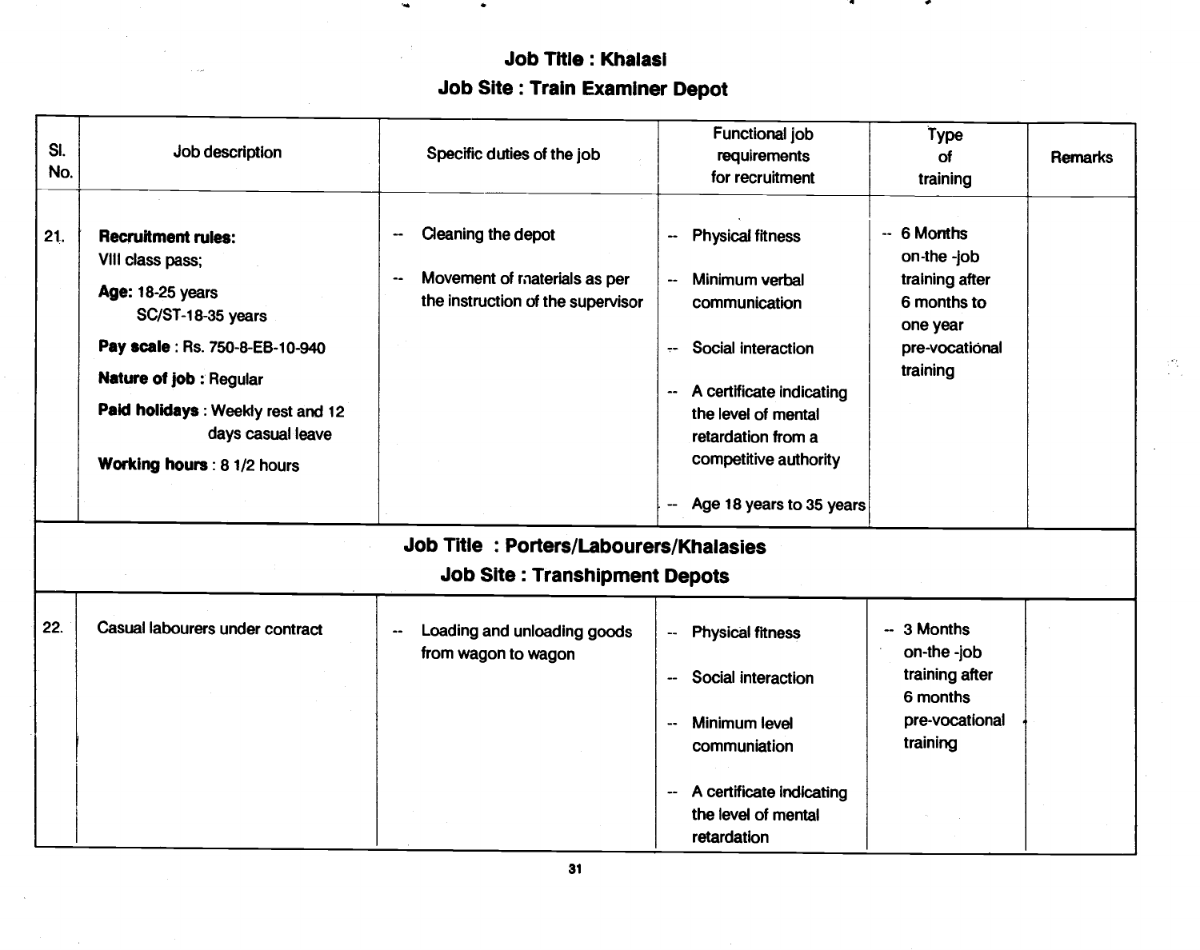**Job Title : Khalasi**

**Job Site : Train Examiner Depot**

| Sl. No. | Job description | Specific duties of the job | Functional job requirements for recruitment | Type of training | Remarks |
|---|---|---|---|---|---|
| 21. | **Recruitment rules:** VIII class pass; **Age:** 18-25 years SC/ST-18-35 years **Pay scale** : Rs. 750-8-EB-10-940 **Nature of job** : Regular **Paid holidays** : Weekly rest and 12 days casual leave **Working hours** : 8 1/2 hours | -- Cleaning the depot -- Movement of materials as per the instruction of the supervisor | -- Physical fitness -- Minimum verbal communication -- Social interaction -- A certificate indicating the level of mental retardation from a competitive authority -- Age 18 years to 35 years | -- 6 Months on-the -job training after 6 months to one year pre-vocational training | |
| **Job Title : Porters/Labourers/Khalasies** | | | | | |
| **Job Site : Transhipment Depots** | | | | | |
| 22. | Casual labourers under contract | -- Loading and unloading goods from wagon to wagon | -- Physical fitness -- Social interaction -- Minimum level communiation -- A certificate indicating the level of mental retardation | -- 3 Months on-the -job training after 6 months pre-vocational training | |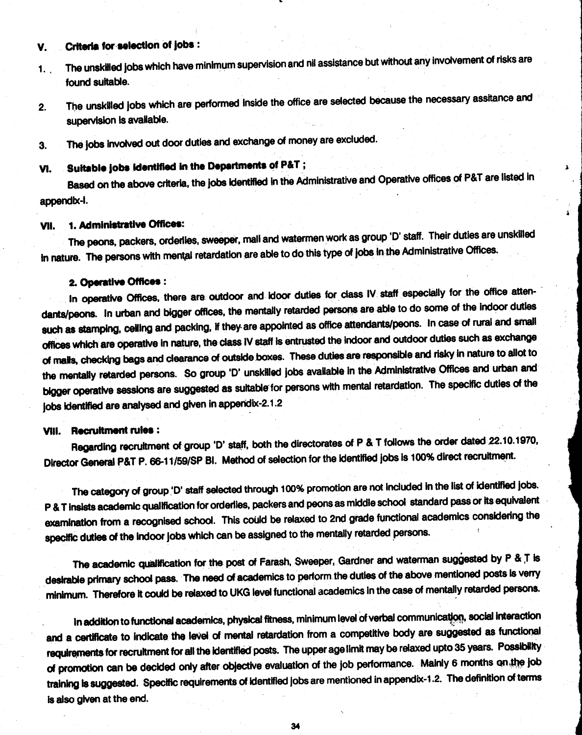## V. Criteria for selection of jobs :

1. The unskilled jobs which have minimum supervision and nil assistance but without any involvement of risks are found suitable.

2. The unskilled jobs which are performed inside the office are selected because the necessary assitance and supervision is available.

3. The jobs involved out door duties and exchange of money are excluded.

## VI. Suitable jobs identified in the Departments of P&T ;

Based on the above criteria, the jobs identified in the Administrative and Operative offices of P&T are listed in appendix-I.

## VII. 1. Administrative Offices:

The peons, packers, orderlies, sweeper, mail and watermen work as group 'D' staff. Their duties are unskilled in nature. The persons with mental retardation are able to do this type of jobs in the Administrative Offices.

### 2. Operative Offices :

In operative Offices, there are outdoor and idoor duties for class IV staff especially for the office attendants/peons. In urban and bigger offices, the mentally retarded persons are able to do some of the indoor duties such as stamping, celling and packing, if they are appointed as office attendants/peons. In case of rural and small offices which are operative in nature, the class IV staff is entrusted the indoor and outdoor duties such as exchange of mails, checking bags and clearance of outside boxes. These duties are responsible and risky in nature to allot to the mentally retarded persons. So group 'D' unskilled jobs available in the Administrative Offices and urban and bigger operative sessions are suggested as suitable for persons with mental retardation. The specific duties of the jobs identified are analysed and given in appendix-2.1.2

## VIII. Recruitment rules :

Regarding recruitment of group 'D' staff, both the directorates of P & T follows the order dated 22.10.1970, Director General P&T P. 66-11/59/SP BI. Method of selection for the identified jobs is 100% direct recruitment.

The category of group 'D' staff selected through 100% promotion are not included in the list of identified jobs. P & T insists academic qualification for orderlies, packers and peons as middle school standard pass or its equivalent examination from a recognised school. This could be relaxed to 2nd grade functional academics considering the specific duties of the indoor jobs which can be assigned to the mentally retarded persons.

The academic qualification for the post of Farash, Sweeper, Gardner and waterman suggested by P & T is desirable primary school pass. The need of academics to perform the duties of the above mentioned posts is verry minimum. Therefore it could be relaxed to UKG level functional academics in the case of mentally retarded persons.

In addition to functional academics, physical fitness, minimum level of verbal communication, social interaction and a certificate to indicate the level of mental retardation from a competitive body are suggested as functional requirements for recruitment for all the identified posts. The upper age limit may be relaxed upto 35 years. Possibility of promotion can be decided only after objective evaluation of the job performance. Mainly 6 months on the job training is suggested. Specific requirements of identified jobs are mentioned in appendix-1.2. The definition of terms is also given at the end.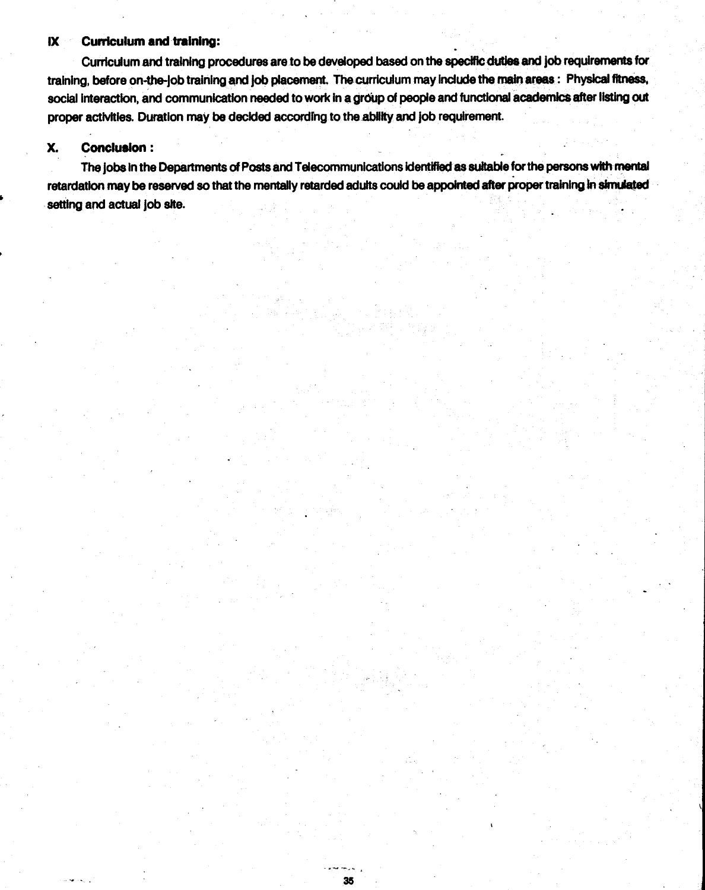## IX Curriculum and training:

Curriculum and training procedures are to be developed based on the specific duties and job requirements for training, before on-the-job training and job placement. The curriculum may include the main areas : Physical fitness, social interaction, and communication needed to work in a group of people and functional academics after listing out proper activities. Duration may be decided according to the ability and job requirement.

## X. Conclusion :

The jobs in the Departments of Posts and Telecommunications identified as suitable for the persons with mental retardation may be reserved so that the mentally retarded adults could be appointed after proper training in simulated setting and actual job site.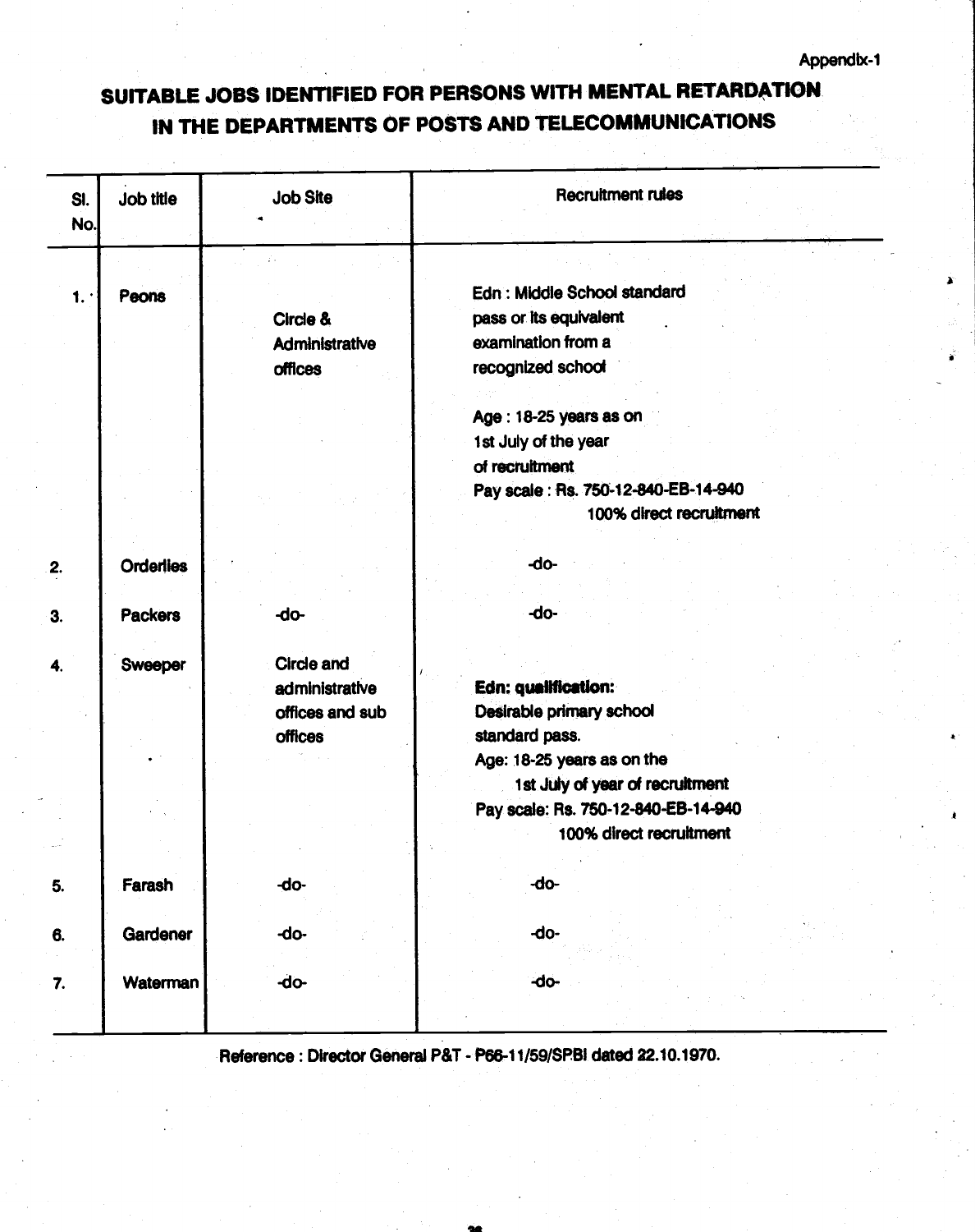Appendix-1

# SUITABLE JOBS IDENTIFIED FOR PERSONS WITH MENTAL RETARDATION IN THE DEPARTMENTS OF POSTS AND TELECOMMUNICATIONS

| Sl. No. | Job title | Job Site | Recruitment rules |
|---|---|---|---|
| 1. | Peons | Circle & Administrative offices | Edn : Middle School standard pass or its equivalent examination from a recognized school<br><br>Age : 18-25 years as on 1st July of the year of recruitment<br>Pay scale : Rs. 750-12-840-EB-14-940<br>100% direct recruitment |
| 2. | Orderlies | | -do- |
| 3. | Packers | -do- | -do- |
| 4. | Sweeper | Circle and administrative offices and sub offices | **Edn: qualification:**<br>Desirable primary school standard pass.<br>Age: 18-25 years as on the 1st July of year of recruitment<br>Pay scale: Rs. 750-12-840-EB-14-940<br>100% direct recruitment |
| 5. | Farash | -do- | -do- |
| 6. | Gardener | -do- | -do- |
| 7. | Waterman | -do- | -do- |

Reference : Director General P&T - P66-11/59/SPBI dated 22.10.1970.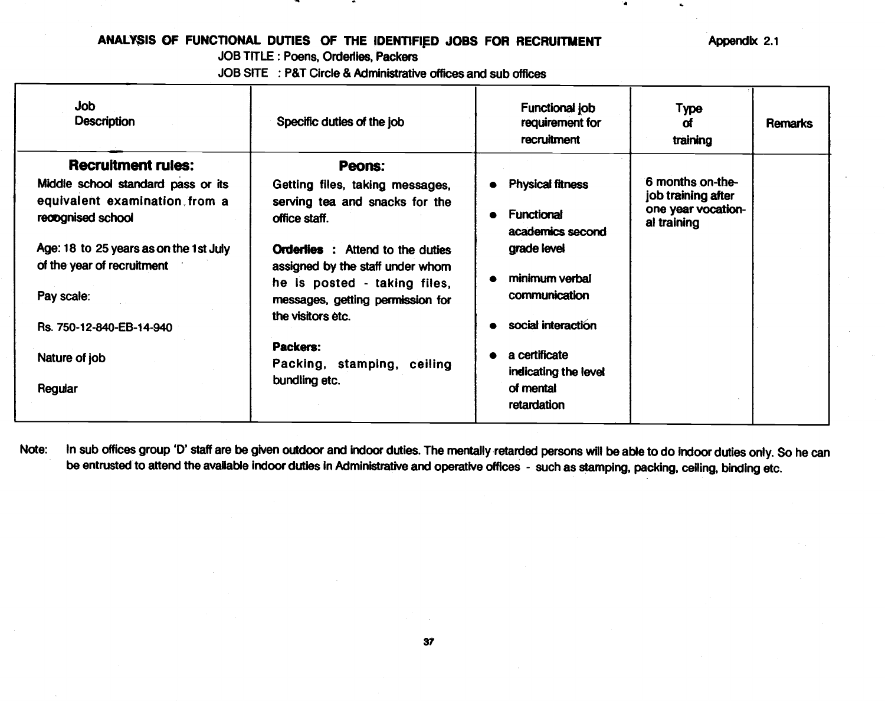## ANALYSIS OF FUNCTIONAL DUTIES OF THE IDENTIFIED JOBS FOR RECRUITMENT

Appendix 2.1

JOB TITLE : Poens, Orderlies, Packers

JOB SITE : P&T Circle & Administrative offices and sub offices

| Job Description | Specific duties of the job | Functional job requirement for recruitment | Type of training | Remarks |
|---|---|---|---|---|
| **Recruitment rules:**<br>Middle school standard pass or its equivalent examination from a reoognised school<br><br>Age: 18 to 25 years as on the 1st July of the year of recruitment<br><br>Pay scale:<br><br>Rs. 750-12-840-EB-14-940<br><br>Nature of job<br><br>Regular | **Peons:**<br>Getting files, taking messages, serving tea and snacks for the office staff.<br><br>**Orderlies** : Attend to the duties assigned by the staff under whom he is posted - taking files, messages, getting permission for the visitors etc.<br><br>**Packers:**<br>Packing, stamping, ceiling bundling etc. | • Physical fitness<br><br>• Functional academics second grade level<br><br>• minimum verbal communication<br><br>• social interaction<br><br>• a certificate indicating the level of mental retardation | 6 months on-the-job training after one year vocational training | |

Note: In sub offices group 'D' staff are be given outdoor and indoor duties. The mentally retarded persons will be able to do indoor duties only. So he can be entrusted to attend the available indoor duties in Administrative and operative offices - such as stamping, packing, ceiling, binding etc.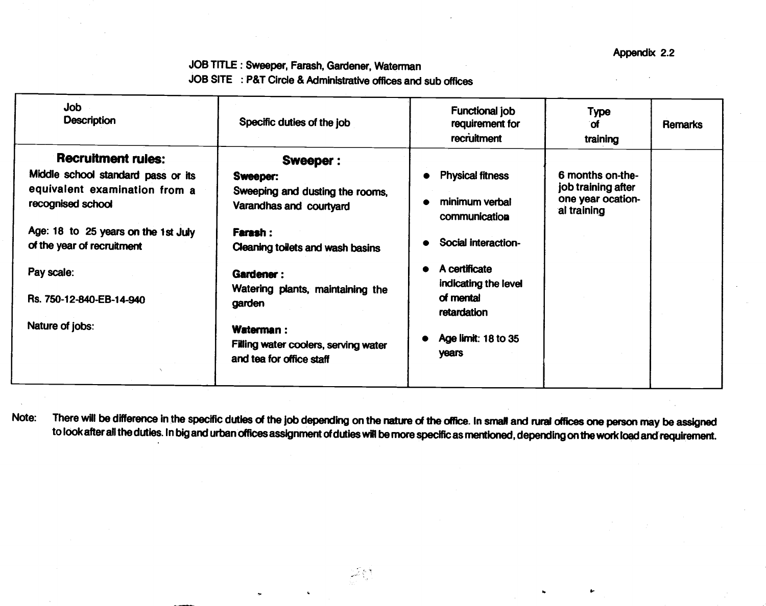Appendix 2.2

JOB TITLE : Sweeper, Farash, Gardener, Waterman

JOB SITE : P&T Circle & Administrative offices and sub offices

| Job Description | Specific duties of the job | Functional job requirement for recruitment | Type of training | Remarks |
|---|---|---|---|---|
| **Recruitment rules:**<br>Middle school standard pass or its equivalent examination from a recognised school<br><br>Age: 18 to 25 years on the 1st July of the year of recruitment<br><br>Pay scale:<br><br>Rs. 750-12-840-EB-14-940<br><br>Nature of jobs: | **Sweeper :**<br>**Sweeper:**<br>Sweeping and dusting the rooms, Varandhas and courtyard<br><br>**Farash :**<br>Cleaning toilets and wash basins<br><br>**Gardener :**<br>Watering plants, maintaining the garden<br><br>**Waterman :**<br>Filling water coolers, serving water and tea for office staff | • Physical fitness<br>• minimum verbal communicatioa<br>• Social interaction-<br>• A certificate indicating the level of mental retardation<br>• Age limit: 18 to 35 years | 6 months on-the-job training after one year ocational training | |

Note: There will be difference in the specific duties of the job depending on the nature of the office. In small and rural offices one person may be assigned to look after all the duties. In big and urban offices assignment of duties will be more specific as mentioned, depending on the work load and requirement.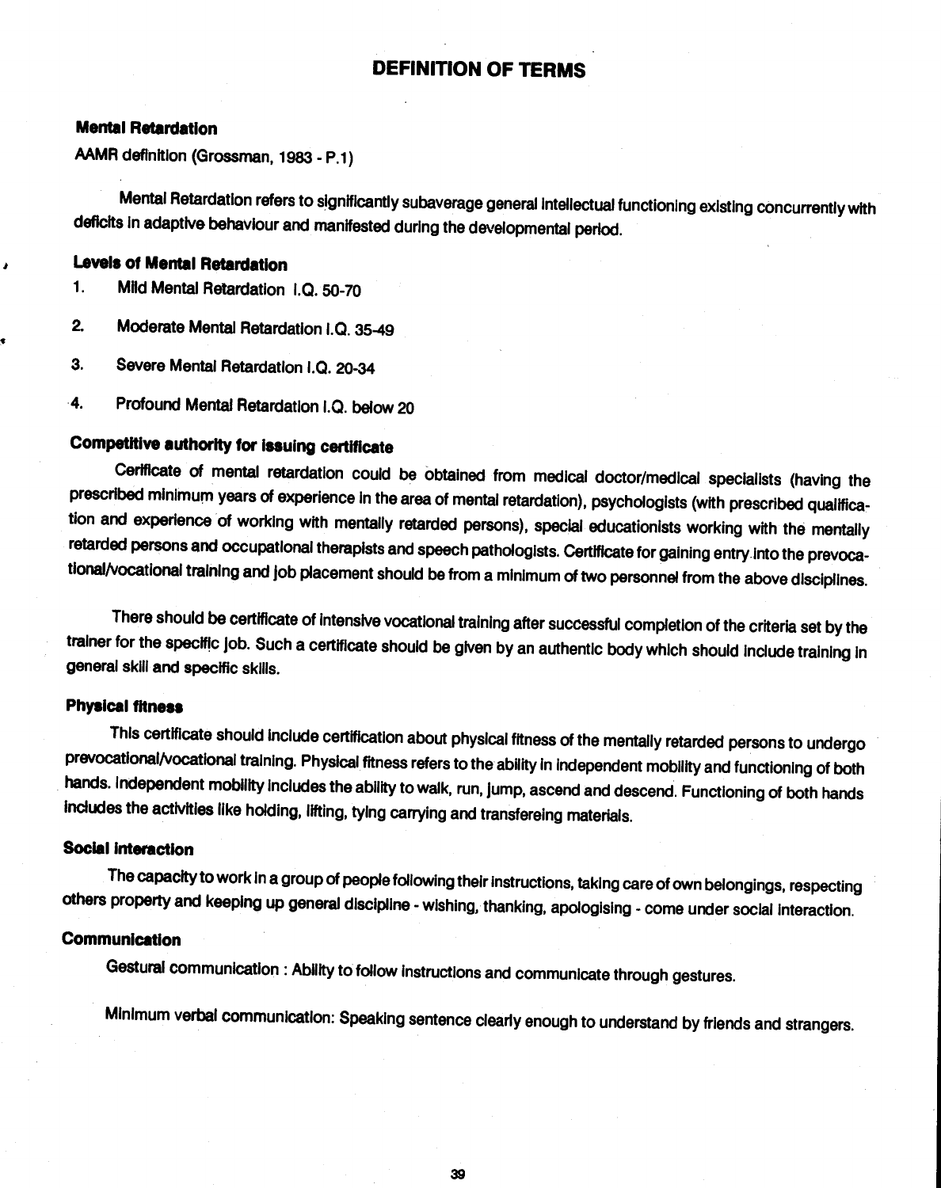# DEFINITION OF TERMS

### Mental Retardation

AAMR definition (Grossman, 1983 - P.1)

Mental Retardation refers to significantly subaverage general intellectual functioning existing concurrently with deficits in adaptive behaviour and manifested during the developmental period.

### Levels of Mental Retardation

1. Mild Mental Retardation I.Q. 50-70
2. Moderate Mental Retardation I.Q. 35-49
3. Severe Mental Retardation I.Q. 20-34
4. Profound Mental Retardation I.Q. below 20

### Competitive authority for issuing certificate

Cerificate of mental retardation could be obtained from medical doctor/medical specialists (having the prescribed minimum years of experience in the area of mental retardation), psychologists (with prescribed qualification and experience of working with mentally retarded persons), special educationists working with the mentally retarded persons and occupational therapists and speech pathologists. Certificate for gaining entry into the prevocational/vocational training and job placement should be from a minimum of two personnel from the above disciplines.

There should be certificate of intensive vocational training after successful completion of the criteria set by the trainer for the specific job. Such a certificate should be given by an authentic body which should include training in general skill and specific skills.

### Physical fitness

This certificate should include certification about physical fitness of the mentally retarded persons to undergo prevocational/vocational training. Physical fitness refers to the ability in independent mobility and functioning of both hands. Independent mobility includes the ability to walk, run, jump, ascend and descend. Functioning of both hands includes the activities like holding, lifting, tying carrying and transfereing materials.

### Social interaction

The capacity to work in a group of people following their instructions, taking care of own belongings, respecting others property and keeping up general discipline - wishing, thanking, apologising - come under social interaction.

### Communication

Gestural communication : Ability to follow instructions and communicate through gestures.

Minimum verbal communication: Speaking sentence clearly enough to understand by friends and strangers.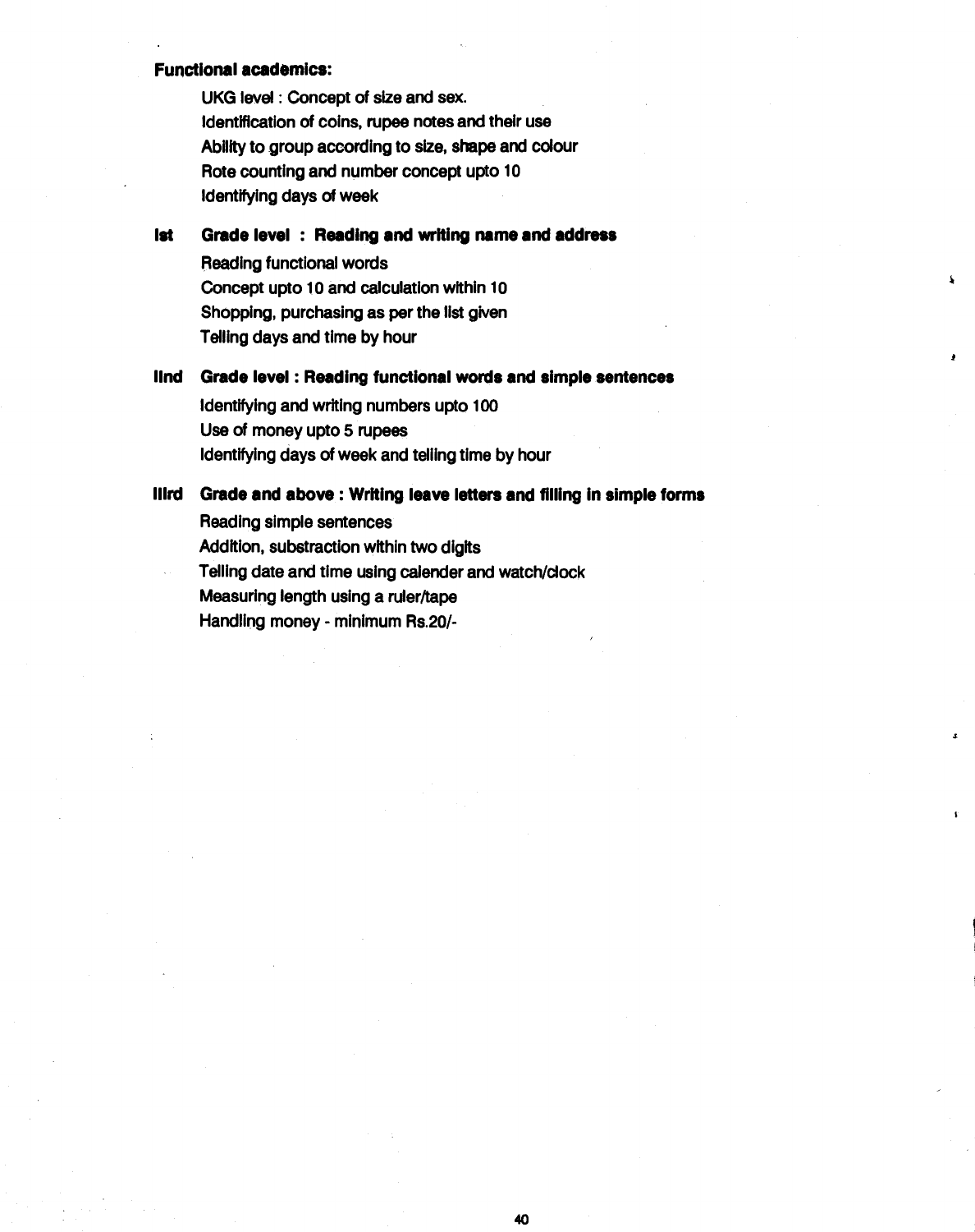**Functional academics:**

UKG level : Concept of size and sex.

Identification of coins, rupee notes and their use

Ability to group according to size, shape and colour

Rote counting and number concept upto 10

Identifying days of week

**Ist Grade level : Reading and writing name and address**

Reading functional words

Concept upto 10 and calculation within 10

Shopping, purchasing as per the list given

Telling days and time by hour

**IInd Grade level : Reading functional words and simple sentences**

Identifying and writing numbers upto 100

Use of money upto 5 rupees

Identifying days of week and telling time by hour

**IIIrd Grade and above : Writing leave letters and filling in simple forms**

Reading simple sentences

Addition, substraction within two digits

Telling date and time using calender and watch/clock

Measuring length using a ruler/tape

Handling money - minimum Rs.20/-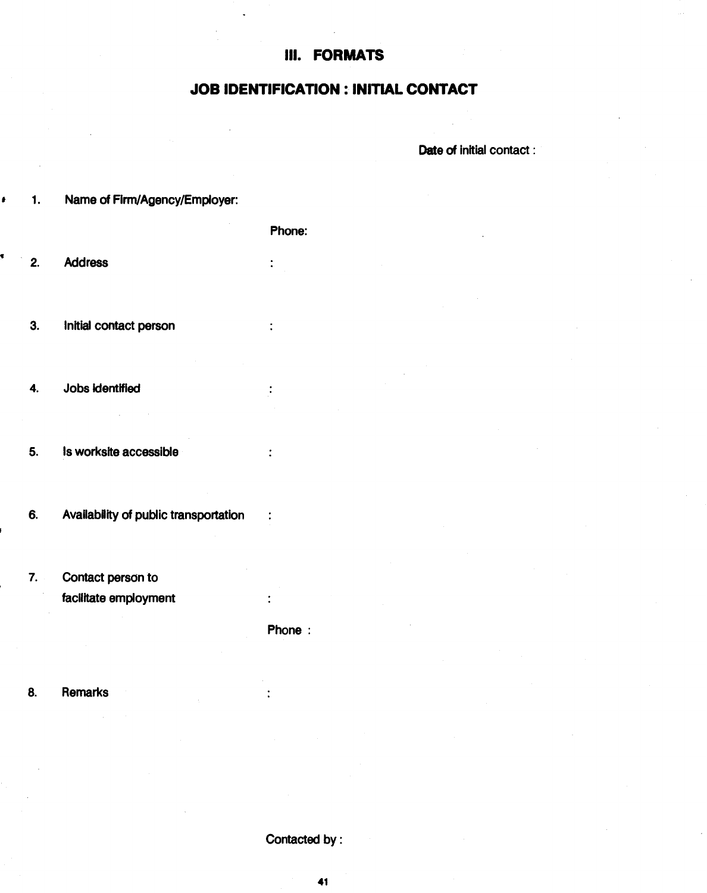## III. FORMATS

## JOB IDENTIFICATION : INITIAL CONTACT

Date of initial contact :

1. Name of Firm/Agency/Employer:

   Phone:

2. Address :

3. Initial contact person :

4. Jobs identified :

5. Is worksite accessible :

6. Availability of public transportation :

7. Contact person to facilitate employment :

   Phone :

8. Remarks :

Contacted by :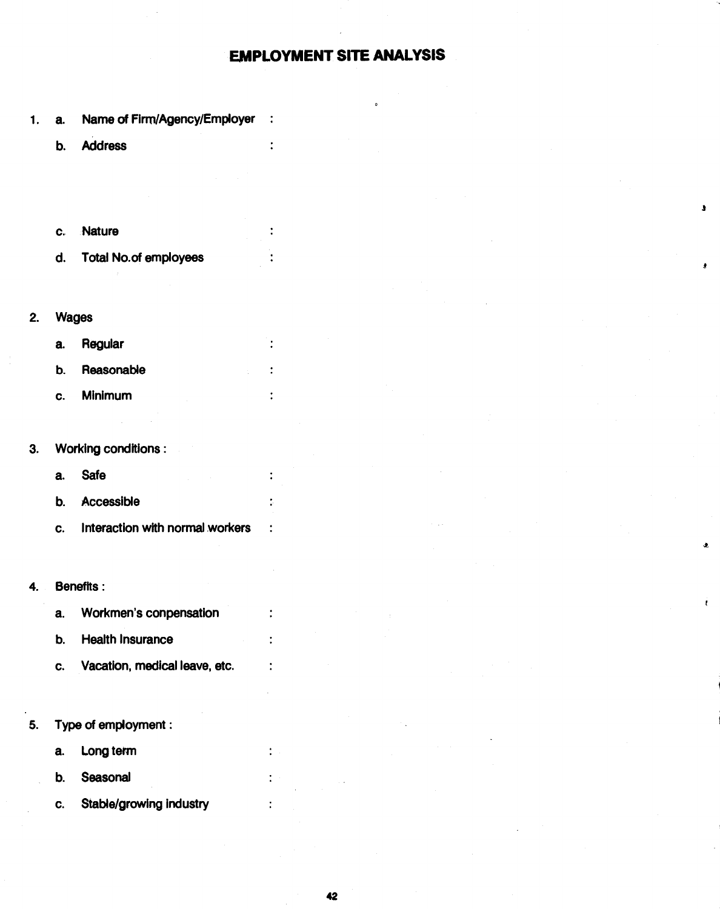# EMPLOYMENT SITE ANALYSIS

1. a. Name of Firm/Agency/Employer :

   b. Address :

   c. Nature :

   d. Total No.of employees :

2. Wages

   a. Regular :

   b. Reasonable :

   c. Minimum :

3. Working conditions :

   a. Safe :

   b. Accessible :

   c. Interaction with normal workers :

4. Benefits :

   a. Workmen's conpensation :

   b. Health Insurance :

   c. Vacation, medical leave, etc. :

5. Type of employment :

   a. Long term :

   b. Seasonal :

   c. Stable/growing industry :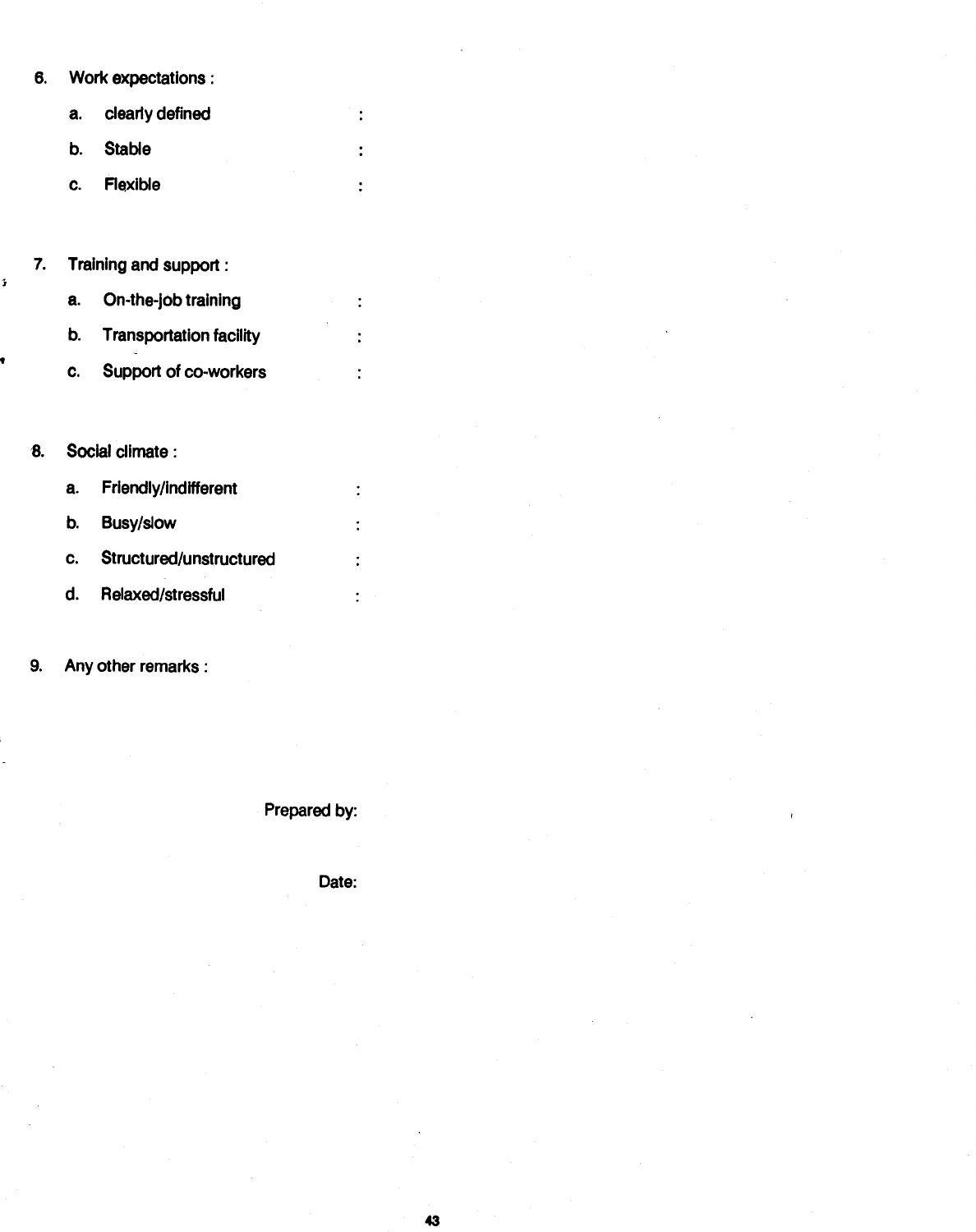6. Work expectations :
   a. clearly defined :
   b. Stable :
   c. Flexible :

7. Training and support :
   a. On-the-job training :
   b. Transportation facility :
   c. Support of co-workers :

8. Social climate :
   a. Friendly/indifferent :
   b. Busy/slow :
   c. Structured/unstructured :
   d. Relaxed/stressful :

9. Any other remarks :

Prepared by:

Date: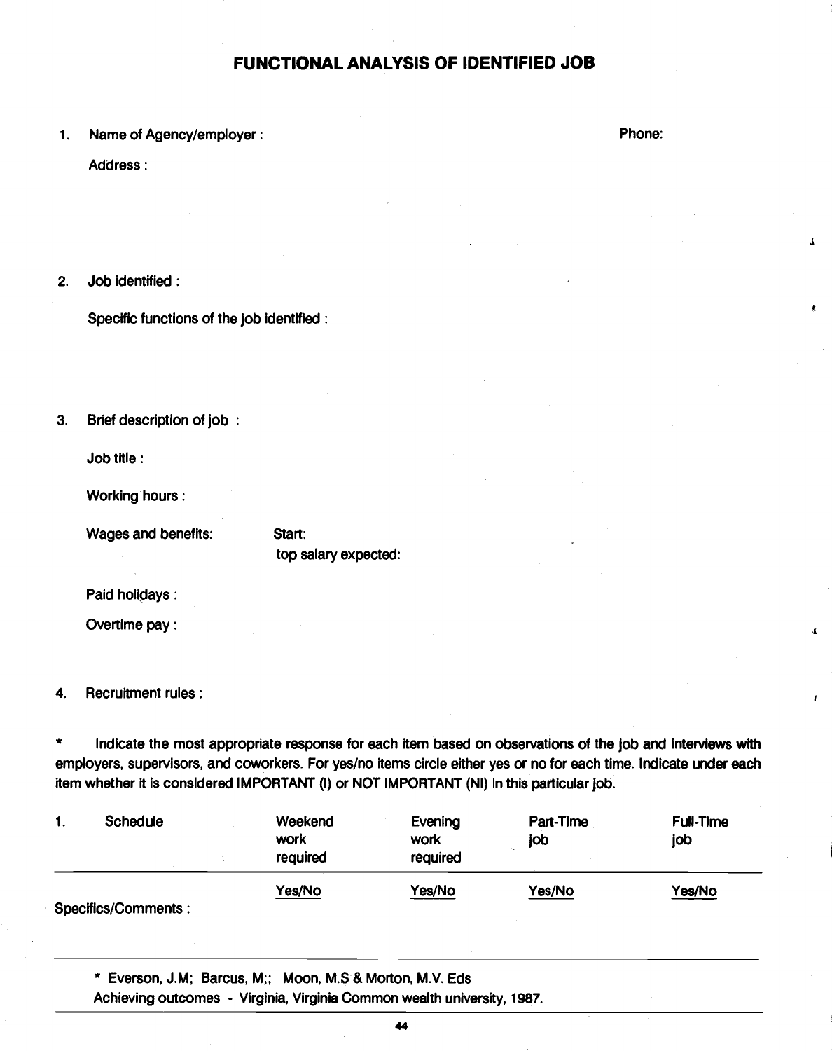# FUNCTIONAL ANALYSIS OF IDENTIFIED JOB

1. Name of Agency/employer : Phone:

   Address :

2. Job identified :

   Specific functions of the job identified :

3. Brief description of job :

   Job title :

   Working hours :

   Wages and benefits: Start:
   top salary expected:

   Paid holidays :

   Overtime pay :

4. Recruitment rules :

\* Indicate the most appropriate response for each item based on observations of the job and interviews with employers, supervisors, and coworkers. For yes/no items circle either yes or no for each time. Indicate under each item whether it is considered IMPORTANT (I) or NOT IMPORTANT (NI) in this particular job.

| 1. Schedule | Weekend work required | Evening work required | Part-Time job | Full-Time job |
|---|---|---|---|---|
| | Yes/No | Yes/No | Yes/No | Yes/No |

Specifics/Comments :

---

\* Everson, J.M; Barcus, M;; Moon, M.S & Morton, M.V. Eds
Achieving outcomes - Virginia, Virginia Common wealth university, 1987.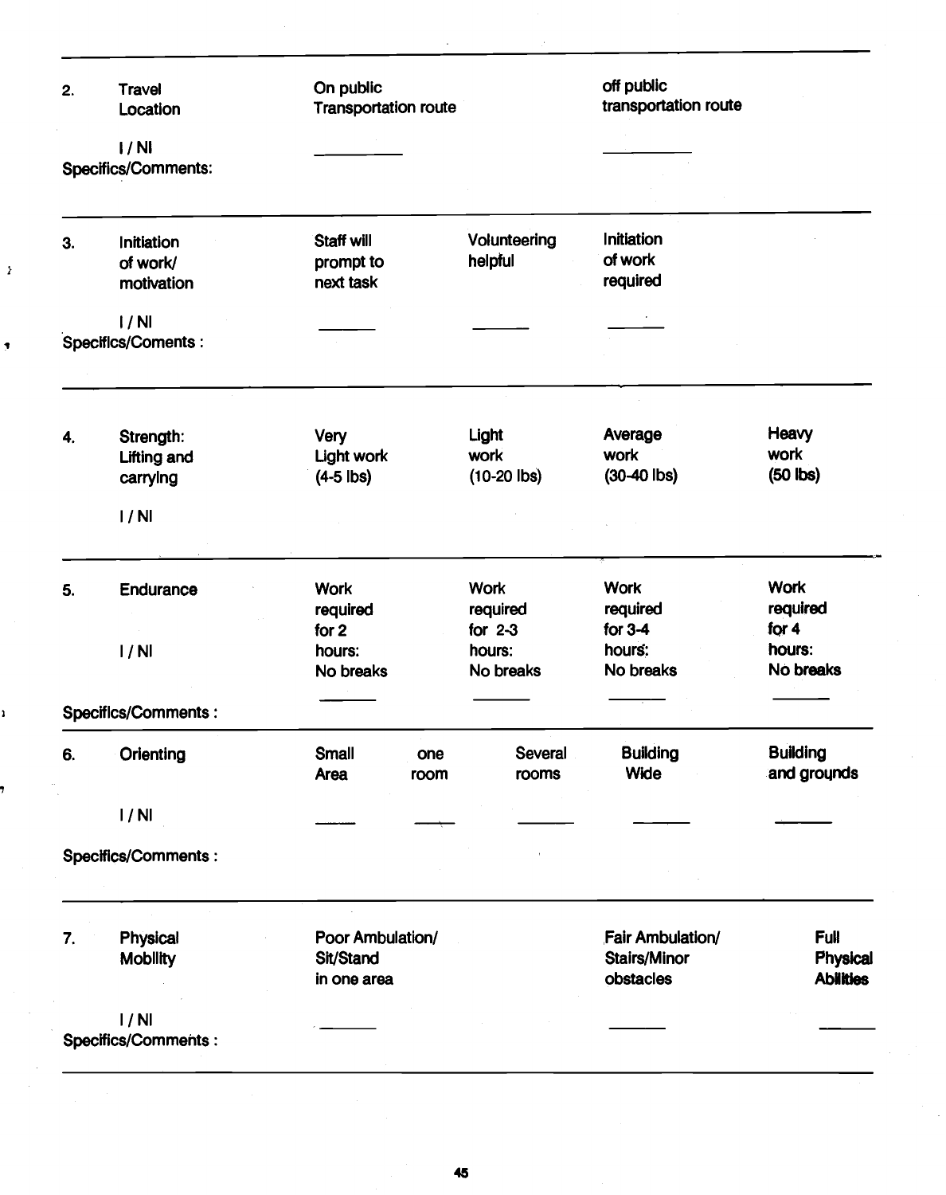2. Travel Location

| | On public Transportation route | off public transportation route |
|---|---|---|
| I / NI | ______ | ______ |

Specifics/Comments:

---

3. Initiation of work/ motivation

| | Staff will prompt to next task | Volunteering helpful | Initiation of work required |
|---|---|---|---|
| I / NI | ______ | ______ | ______ |

Specifics/Coments :

---

4. Strength: Lifting and carrying

| | Very Light work (4-5 lbs) | Light work (10-20 lbs) | Average work (30-40 lbs) | Heavy work (50 lbs) |
|---|---|---|---|---|
| I / NI | | | | |

---

5. Endurance

| | Work required for 2 hours: No breaks | Work required for 2-3 hours: No breaks | Work required for 3-4 hours: No breaks | Work required for 4 hours: No breaks |
|---|---|---|---|---|
| I / NI | ______ | ______ | ______ | ______ |

Specifics/Comments :

---

6. Orienting

| | Small Area | one room | Several rooms | Building Wide | Building and grounds |
|---|---|---|---|---|---|
| I / NI | ______ | ______ | ______ | ______ | ______ |

Specifics/Comments :

---

7. Physical Mobility

| | Poor Ambulation/ Sit/Stand in one area | Fair Ambulation/ Stairs/Minor obstacles | Full Physical Abilities |
|---|---|---|---|
| I / NI | ______ | ______ | ______ |

Specifics/Comments :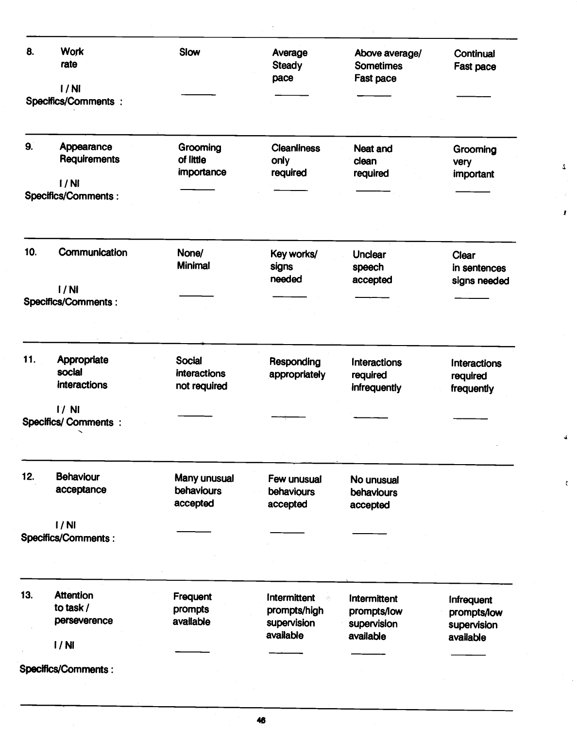| | | | | | |
|---|---|---|---|---|---|
| 8. | Work rate<br><br>I / NI | Slow<br><br>______ | Average Steady pace<br><br>______ | Above average/ Sometimes Fast pace<br><br>______ | Continual Fast pace<br><br>______ |

Specifics/Comments :

| | | | | | |
|---|---|---|---|---|---|
| 9. | Appearance Requirements<br><br>I / NI | Grooming of little importance<br><br>______ | Cleanliness only required<br><br>______ | Neat and clean required<br><br>______ | Grooming very important<br><br>______ |

Specifics/Comments :

| | | | | | |
|---|---|---|---|---|---|
| 10. | Communication<br><br>I / NI | None/ Minimal<br><br>______ | Key works/ signs needed<br><br>______ | Unclear speech accepted<br><br>______ | Clear in sentences signs needed<br><br>______ |

Specifics/Comments :

| | | | | | |
|---|---|---|---|---|---|
| 11. | Appropriate social interactions<br><br>I/ NI | Social interactions not required<br><br>______ | Responding appropriately<br><br>______ | Interactions required infrequently<br><br>______ | Interactions required frequently<br><br>______ |

Specifics/ Comments :

| | | | | | |
|---|---|---|---|---|---|
| 12. | Behaviour acceptance<br><br>I / NI | Many unusual behaviours accepted<br><br>______ | Few unusual behaviours accepted<br><br>______ | No unusual behaviours accepted<br><br>______ | |

Specifics/Comments :

| | | | | | |
|---|---|---|---|---|---|
| 13. | Attention to task / perseverence<br><br>I / NI | Frequent prompts available<br><br>______ | Intermittent prompts/high supervision available<br><br>______ | Intermittent prompts/low supervision available<br><br>______ | Infrequent prompts/low supervision available<br><br>______ |

Specifics/Comments :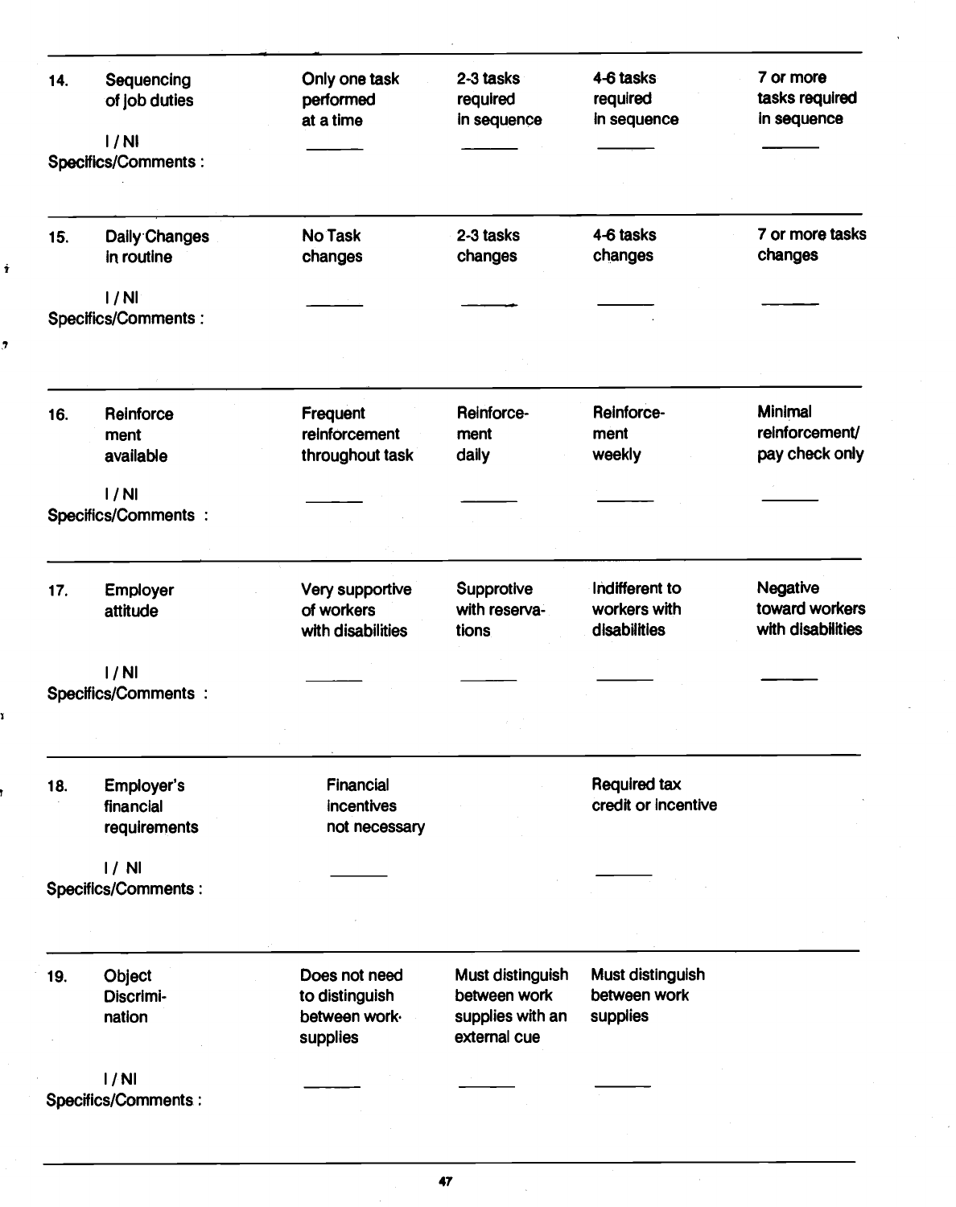| | | | | | |
|---|---|---|---|---|---|
| 14. | Sequencing of job duties | Only one task performed at a time | 2-3 tasks required in sequence | 4-6 tasks required in sequence | 7 or more tasks required in sequence |
| | I / NI | ______ | ______ | ______ | ______ |

Specifics/Comments :

| | | | | | |
|---|---|---|---|---|---|
| 15. | Daily Changes in routine | No Task changes | 2-3 tasks changes | 4-6 tasks changes | 7 or more tasks changes |
| | I / NI | ______ | ______ | ______ | ______ |

Specifics/Comments :

| | | | | | |
|---|---|---|---|---|---|
| 16. | Reinforce ment available | Frequent reinforcement throughout task | Reinforce- ment daily | Reinforce- ment weekly | Minimal reinforcement/ pay check only |
| | I / NI | ______ | ______ | ______ | ______ |

Specifics/Comments :

| | | | | | |
|---|---|---|---|---|---|
| 17. | Employer attitude | Very supportive of workers with disabilities | Supprotive with reserva- tions | Indifferent to workers with disabilities | Negative toward workers with disabilities |
| | I / NI | ______ | ______ | ______ | ______ |

Specifics/Comments :

| | | | | |
|---|---|---|---|---|
| 18. | Employer's financial requirements | Financial incentives not necessary | | Required tax credit or incentive |
| | I / NI | ______ | | ______ |

Specifics/Comments :

| | | | | |
|---|---|---|---|---|
| 19. | Object Discrimi- nation | Does not need to distinguish between work· supplies | Must distinguish between work supplies with an external cue | Must distinguish between work supplies |
| | I / NI | ______ | ______ | ______ |

Specifics/Comments :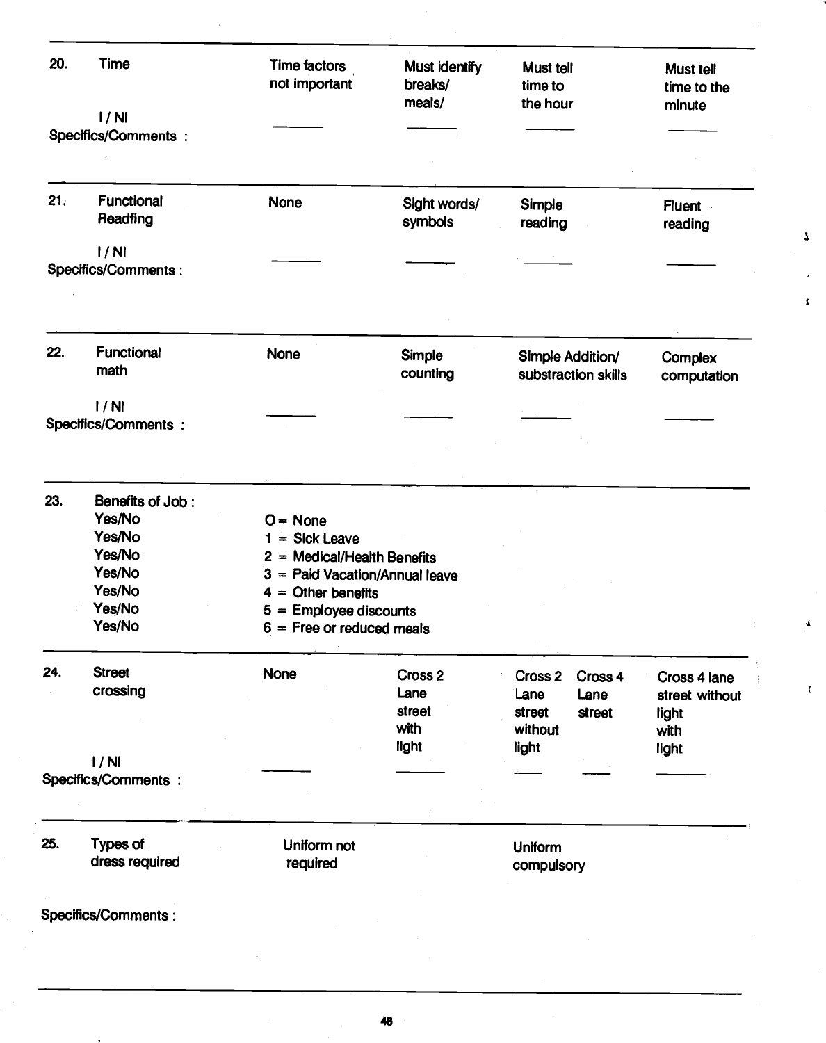| 20. | Time | Time factors not important | Must identify breaks/ meals/ | Must tell time to the hour | Must tell time to the minute |
|---|---|---|---|---|---|
| | I / NI | ______ | ______ | ______ | ______ |

Specifics/Comments :

| 21. | Functional Readfing | None | Sight words/ symbols | Simple reading | Fluent reading |
|---|---|---|---|---|---|
| | I / NI | ______ | ______ | ______ | ______ |

Specifics/Comments :

| 22. | Functional math | None | Simple counting | Simple Addition/ substraction skills | Complex computation |
|---|---|---|---|---|---|
| | I / NI | ______ | ______ | ______ | ______ |

Specifics/Comments :

23. Benefits of Job :

| | |
|---|---|
| Yes/No | O = None |
| Yes/No | 1 = Sick Leave |
| Yes/No | 2 = Medical/Health Benefits |
| Yes/No | 3 = Paid Vacation/Annual leave |
| Yes/No | 4 = Other benefits |
| Yes/No | 5 = Employee discounts |
| Yes/No | 6 = Free or reduced meals |

| 24. | Street crossing | None | Cross 2 Lane street with light | Cross 2 Lane street without light | Cross 4 Lane street | Cross 4 lane street without light with light |
|---|---|---|---|---|---|---|
| | I / NI | ______ | ______ | ______ | ______ | ______ |

Specifics/Comments :

| 25. | Types of dress required | Uniform not required | Uniform compulsory |
|---|---|---|---|

Specifics/Comments :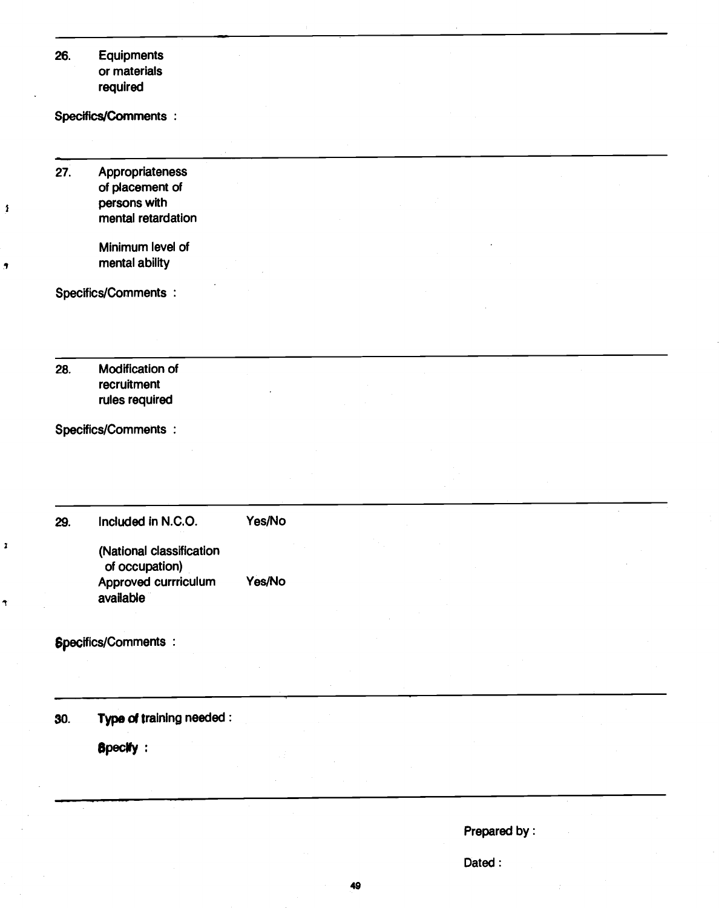---

26. Equipments or materials required

Specifics/Comments :

---

27. Appropriateness of placement of persons with mental retardation

    Minimum level of mental ability

Specifics/Comments :

---

28. Modification of recruitment rules required

Specifics/Comments :

---

29. Included in N.C.O. Yes/No

    (National classification of occupation)

    Approved currriculum available Yes/No

Specifics/Comments :

---

30. **Type of training needed :**

    **Specify :**

---

Prepared by :

Dated :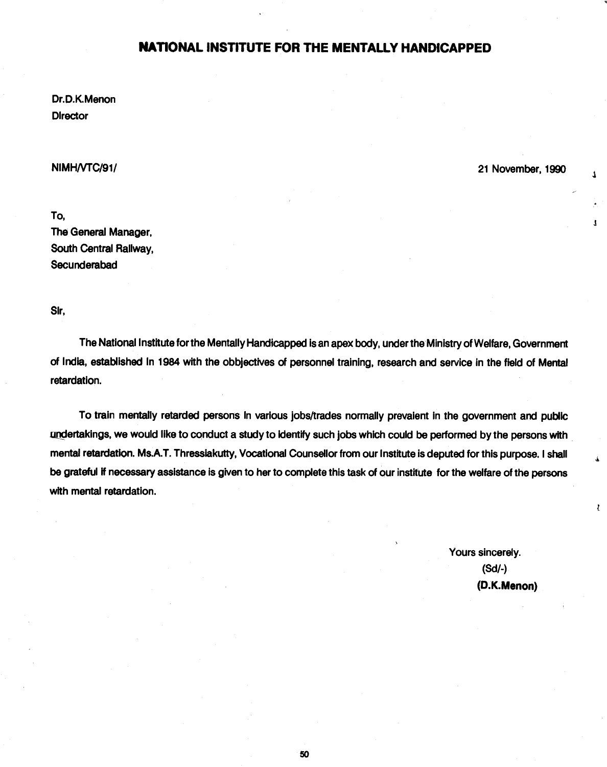# NATIONAL INSTITUTE FOR THE MENTALLY HANDICAPPED

Dr.D.K.Menon
Director

NIMH/VTC/91/

21 November, 1990

To,
The General Manager,
South Central Railway,
Secunderabad

Sir,

The National Institute for the Mentally Handicapped is an apex body, under the Ministry of Welfare, Government of India, established in 1984 with the obbjectives of personnel training, research and service in the field of Mental retardation.

To train mentally retarded persons in various jobs/trades normally prevaient in the government and public undertakings, we would like to conduct a study to identify such jobs which could be performed by the persons with mental retardation. Ms.A.T. Thressiakutty, Vocational Counsellor from our Institute is deputed for this purpose. I shall be grateful if necessary assistance is given to her to complete this task of our institute for the welfare of the persons with mental retardation.

Yours sincerely.
(Sd/-)
**(D.K.Menon)**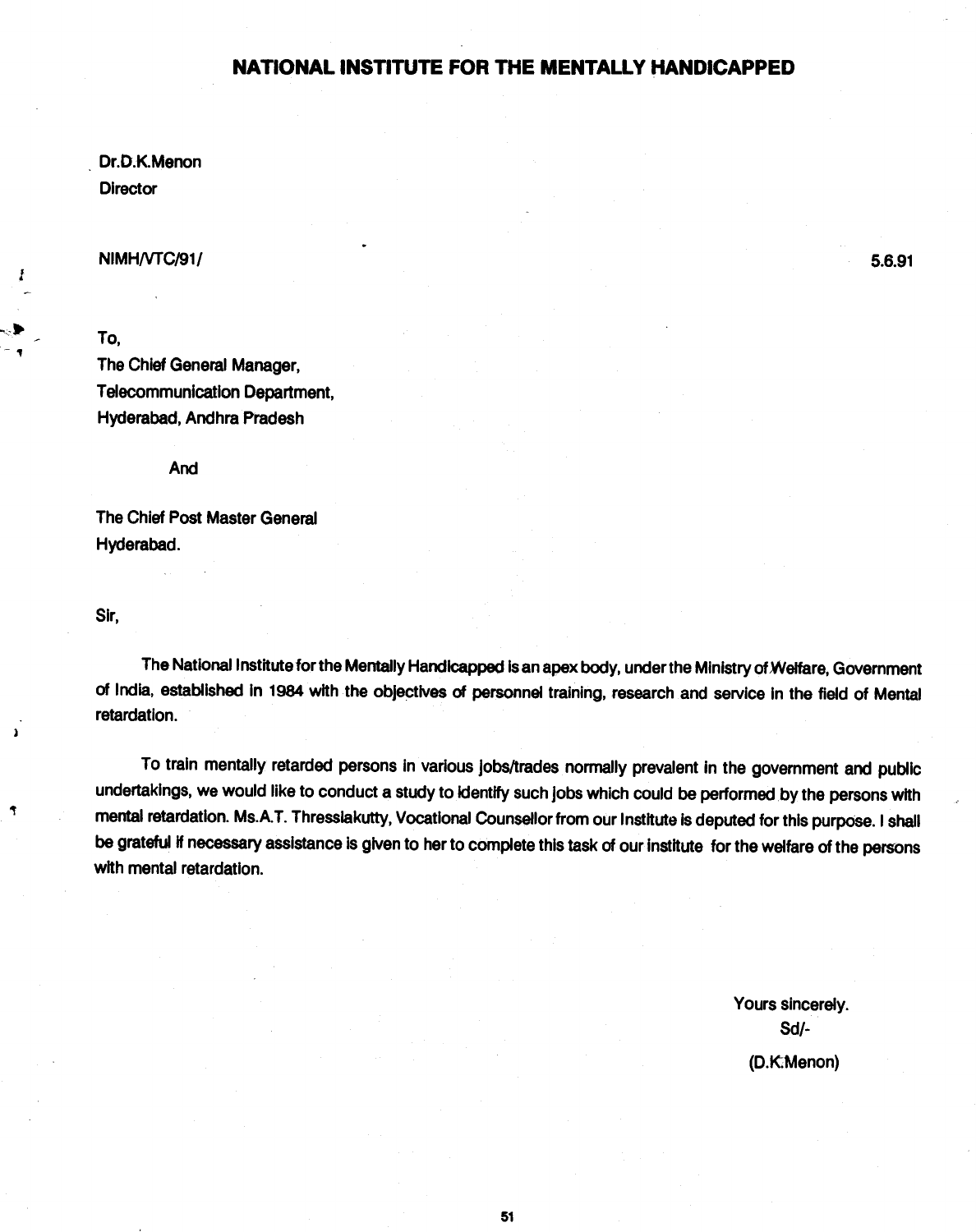# NATIONAL INSTITUTE FOR THE MENTALLY HANDICAPPED

Dr.D.K.Menon
Director

NIMH/VTC/91/ 5.6.91

To,
The Chief General Manager,
Telecommunication Department,
Hyderabad, Andhra Pradesh

And

The Chief Post Master General
Hyderabad.

Sir,

The National Institute for the Mentally Handicapped is an apex body, under the Ministry of Welfare, Government of India, established in 1984 with the objectives of personnel training, research and service in the field of Mental retardation.

To train mentally retarded persons in various jobs/trades normally prevalent in the government and public undertakings, we would like to conduct a study to identify such jobs which could be performed by the persons with mental retardation. Ms.A.T. Thresslakutty, Vocational Counsellor from our Institute is deputed for this purpose. I shall be grateful if necessary assistance is given to her to complete this task of our institute for the welfare of the persons with mental retardation.

Yours sincerely.
Sd/-
(D.K.Menon)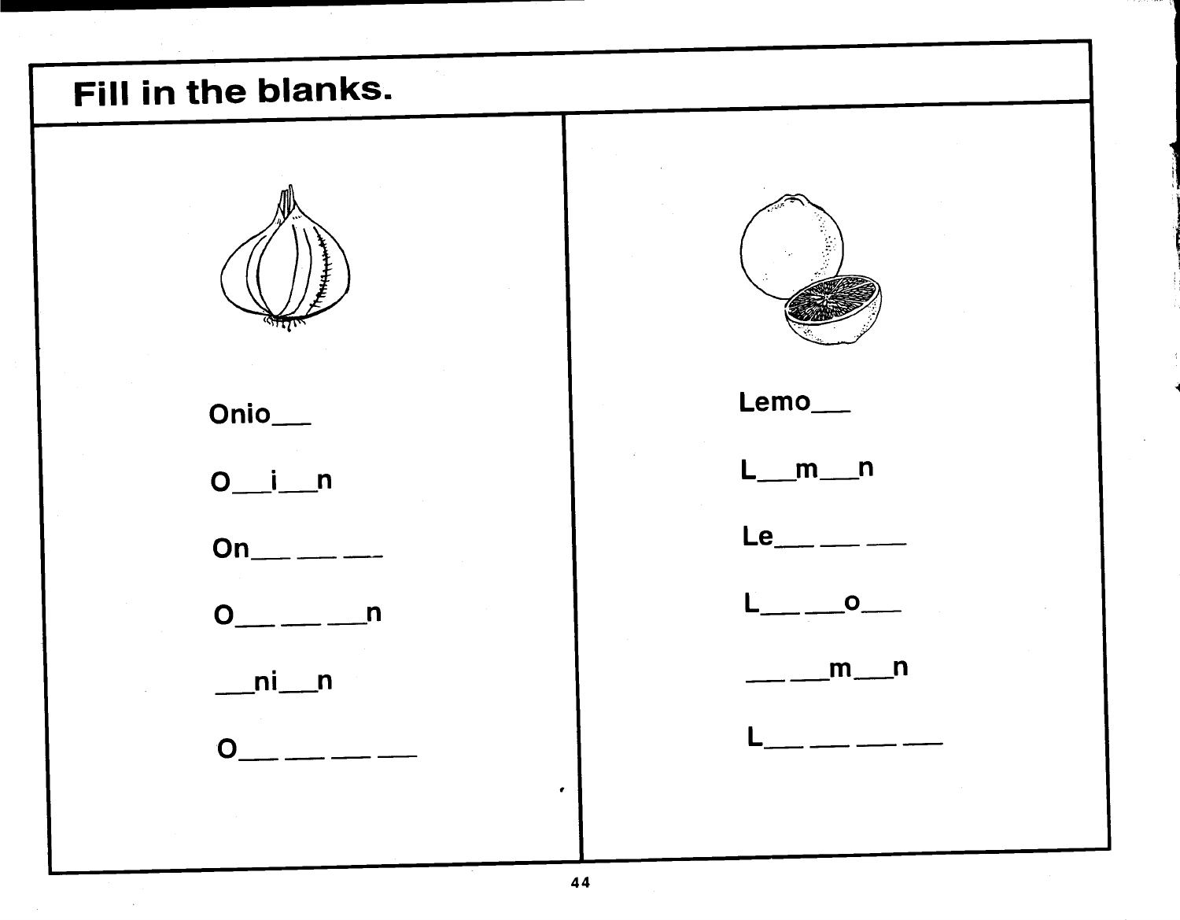# Fill in the blanks.

Onio___

O___i___n

On___ ___ ___

O___ ___ ___n

___ni___n

O___ ___ ___ ___

Lemo___

L___m___n

Le___ ___ ___

L___ ___o___

___ ___m___n

L___ ___ ___ ___